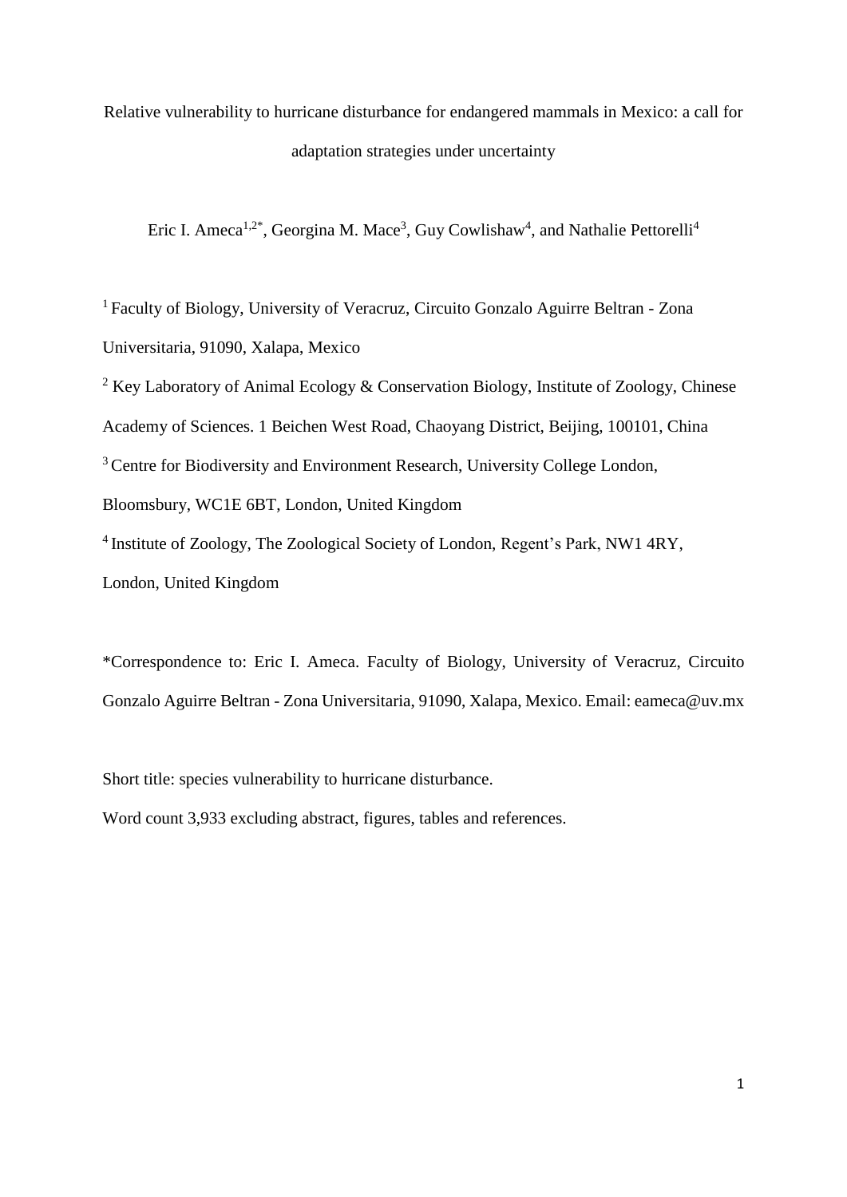# Relative vulnerability to hurricane disturbance for endangered mammals in Mexico: a call for adaptation strategies under uncertainty

Eric I. Ameca[1,2*], Georgina M. Mace[3], Guy Cowlishaw[4], and Nathalie Pettorelli[4]

[1] Faculty of Biology, University of Veracruz, Circuito Gonzalo Aguirre Beltran - Zona Universitaria, 91090, Xalapa, Mexico

[2] Key Laboratory of Animal Ecology & Conservation Biology, Institute of Zoology, Chinese Academy of Sciences. 1 Beichen West Road, Chaoyang District, Beijing, 100101, China

[3] Centre for Biodiversity and Environment Research, University College London, Bloomsbury, WC1E 6BT, London, United Kingdom

[4] Institute of Zoology, The Zoological Society of London, Regent's Park, NW1 4RY, London, United Kingdom

*Correspondence to: Eric I. Ameca. Faculty of Biology, University of Veracruz, Circuito Gonzalo Aguirre Beltran - Zona Universitaria, 91090, Xalapa, Mexico. Email: eameca@uv.mx

Short title: species vulnerability to hurricane disturbance.

Word count 3,933 excluding abstract, figures, tables and references.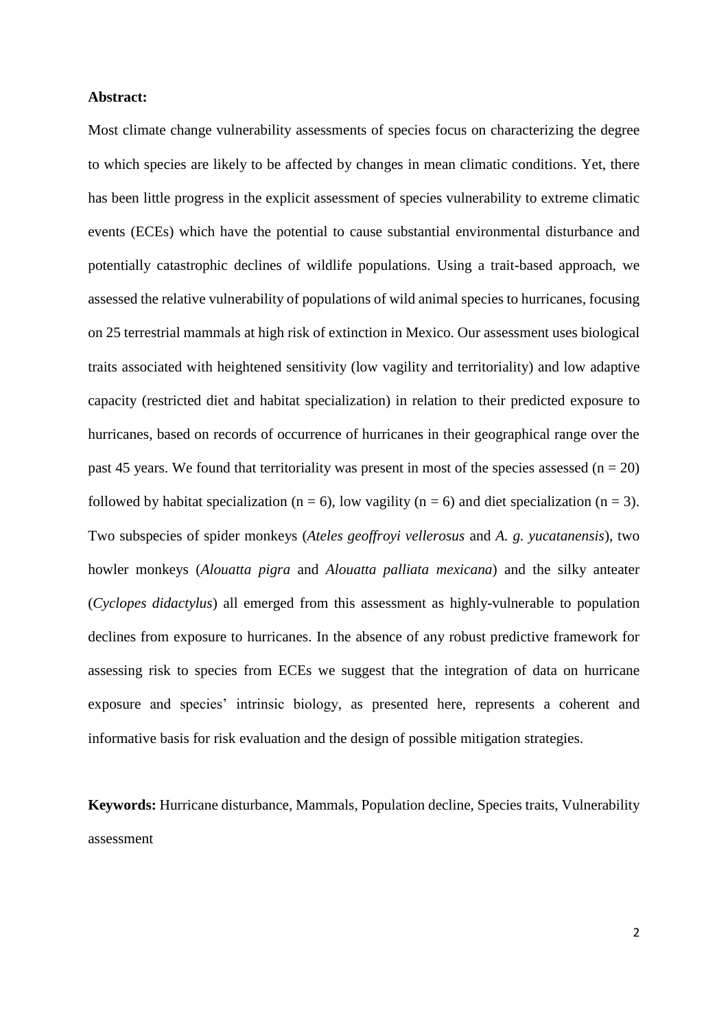**Abstract:**

Most climate change vulnerability assessments of species focus on characterizing the degree to which species are likely to be affected by changes in mean climatic conditions. Yet, there has been little progress in the explicit assessment of species vulnerability to extreme climatic events (ECEs) which have the potential to cause substantial environmental disturbance and potentially catastrophic declines of wildlife populations. Using a trait-based approach, we assessed the relative vulnerability of populations of wild animal species to hurricanes, focusing on 25 terrestrial mammals at high risk of extinction in Mexico. Our assessment uses biological traits associated with heightened sensitivity (low vagility and territoriality) and low adaptive capacity (restricted diet and habitat specialization) in relation to their predicted exposure to hurricanes, based on records of occurrence of hurricanes in their geographical range over the past 45 years. We found that territoriality was present in most of the species assessed ($n = 20$) followed by habitat specialization ($n = 6$), low vagility ($n = 6$) and diet specialization ($n = 3$). Two subspecies of spider monkeys (*Ateles geoffroyi vellerosus* and *A. g. yucatanensis*), two howler monkeys (*Alouatta pigra* and *Alouatta palliata mexicana*) and the silky anteater (*Cyclopes didactylus*) all emerged from this assessment as highly-vulnerable to population declines from exposure to hurricanes. In the absence of any robust predictive framework for assessing risk to species from ECEs we suggest that the integration of data on hurricane exposure and species' intrinsic biology, as presented here, represents a coherent and informative basis for risk evaluation and the design of possible mitigation strategies.

**Keywords:** Hurricane disturbance, Mammals, Population decline, Species traits, Vulnerability assessment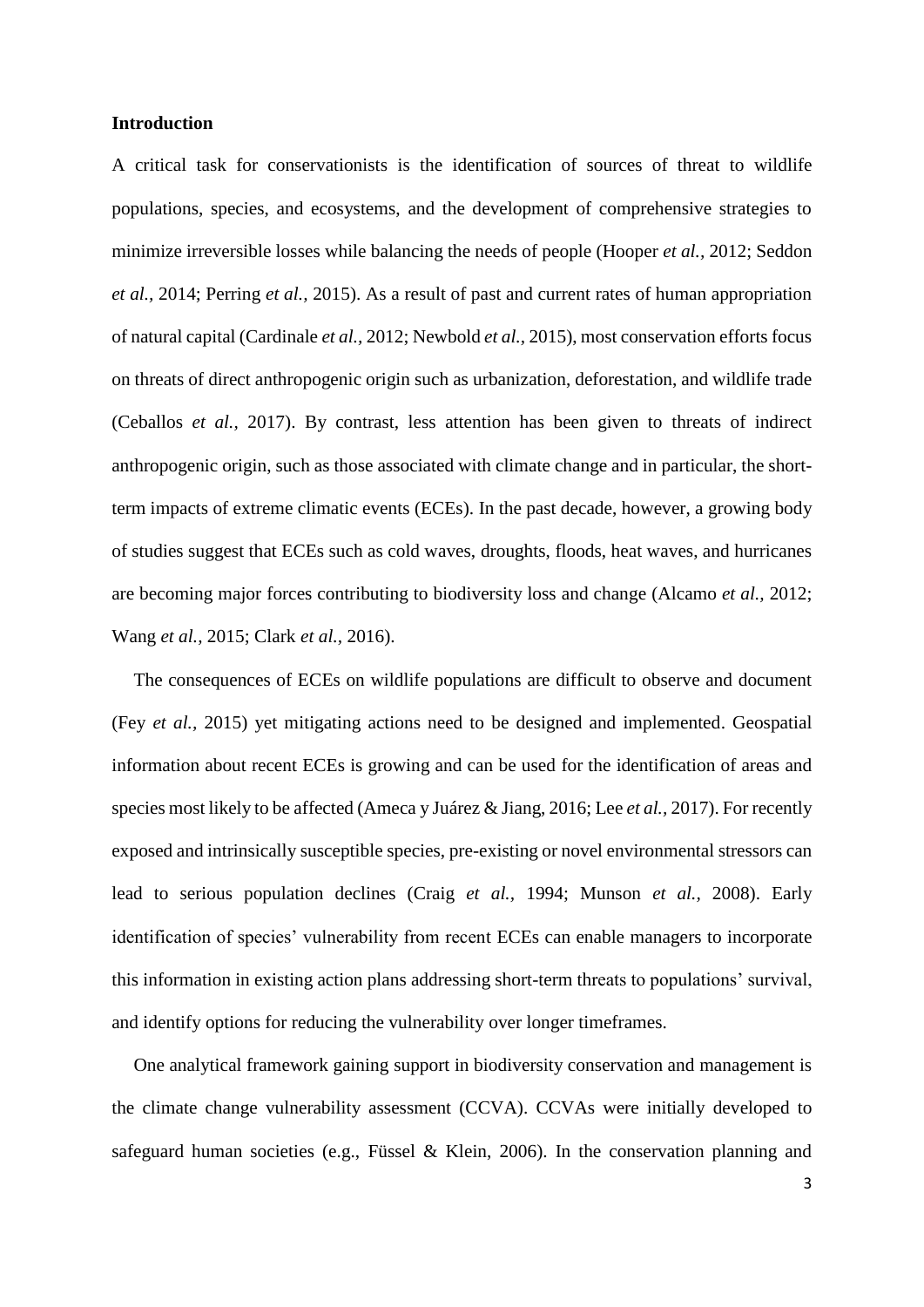## Introduction

A critical task for conservationists is the identification of sources of threat to wildlife populations, species, and ecosystems, and the development of comprehensive strategies to minimize irreversible losses while balancing the needs of people (Hooper *et al.*, 2012; Seddon *et al.*, 2014; Perring *et al.*, 2015). As a result of past and current rates of human appropriation of natural capital (Cardinale *et al.*, 2012; Newbold *et al.*, 2015), most conservation efforts focus on threats of direct anthropogenic origin such as urbanization, deforestation, and wildlife trade (Ceballos *et al.*, 2017). By contrast, less attention has been given to threats of indirect anthropogenic origin, such as those associated with climate change and in particular, the short-term impacts of extreme climatic events (ECEs). In the past decade, however, a growing body of studies suggest that ECEs such as cold waves, droughts, floods, heat waves, and hurricanes are becoming major forces contributing to biodiversity loss and change (Alcamo *et al.*, 2012; Wang *et al.*, 2015; Clark *et al.*, 2016).

The consequences of ECEs on wildlife populations are difficult to observe and document (Fey *et al.*, 2015) yet mitigating actions need to be designed and implemented. Geospatial information about recent ECEs is growing and can be used for the identification of areas and species most likely to be affected (Ameca y Juárez & Jiang, 2016; Lee *et al.*, 2017). For recently exposed and intrinsically susceptible species, pre-existing or novel environmental stressors can lead to serious population declines (Craig *et al.*, 1994; Munson *et al.*, 2008). Early identification of species' vulnerability from recent ECEs can enable managers to incorporate this information in existing action plans addressing short-term threats to populations' survival, and identify options for reducing the vulnerability over longer timeframes.

One analytical framework gaining support in biodiversity conservation and management is the climate change vulnerability assessment (CCVA). CCVAs were initially developed to safeguard human societies (e.g., Füssel & Klein, 2006). In the conservation planning and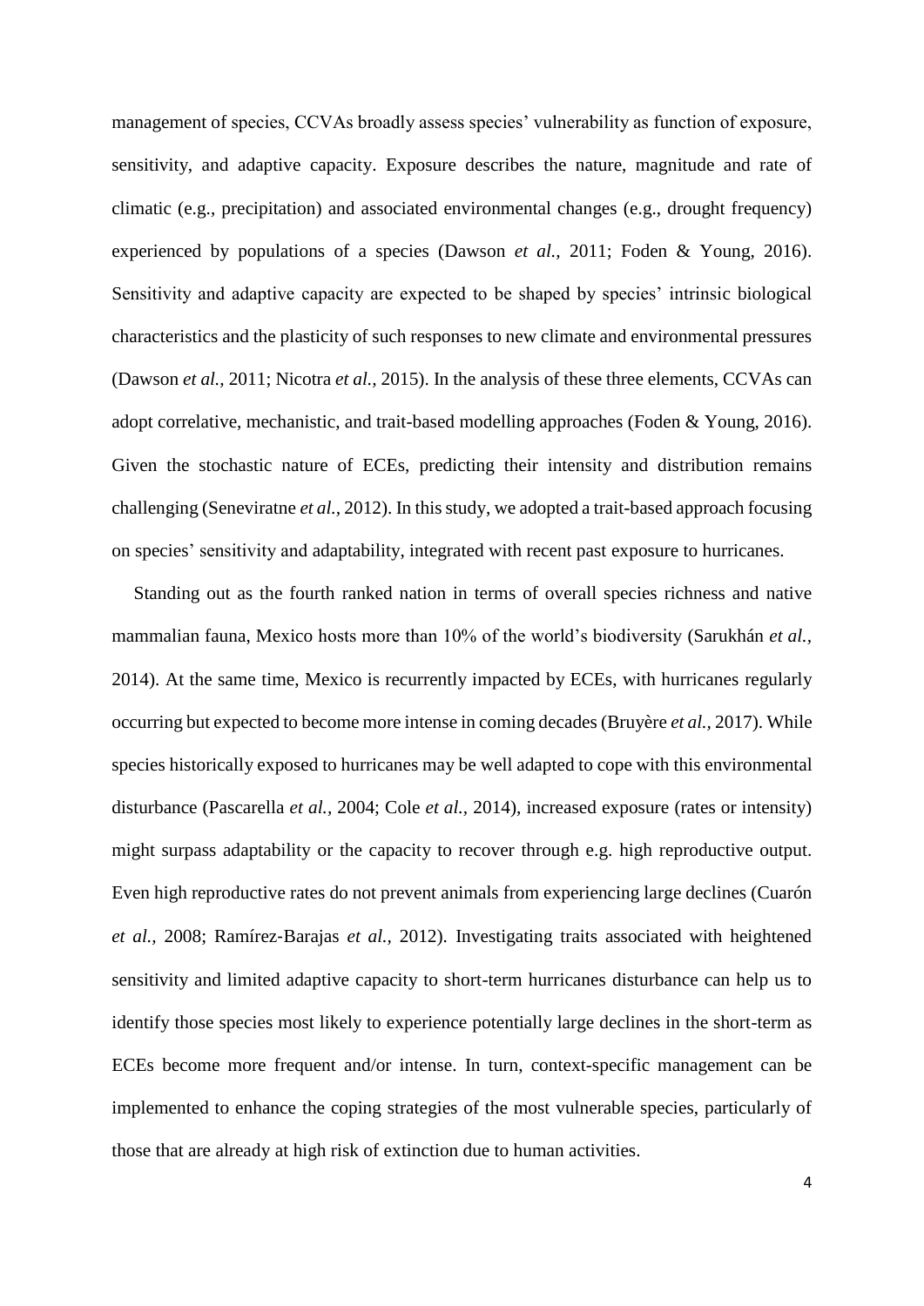management of species, CCVAs broadly assess species' vulnerability as function of exposure, sensitivity, and adaptive capacity. Exposure describes the nature, magnitude and rate of climatic (e.g., precipitation) and associated environmental changes (e.g., drought frequency) experienced by populations of a species (Dawson *et al.,* 2011; Foden & Young, 2016). Sensitivity and adaptive capacity are expected to be shaped by species' intrinsic biological characteristics and the plasticity of such responses to new climate and environmental pressures (Dawson *et al.,* 2011; Nicotra *et al.,* 2015). In the analysis of these three elements, CCVAs can adopt correlative, mechanistic, and trait-based modelling approaches (Foden & Young, 2016). Given the stochastic nature of ECEs, predicting their intensity and distribution remains challenging (Seneviratne *et al.,* 2012). In this study, we adopted a trait-based approach focusing on species' sensitivity and adaptability, integrated with recent past exposure to hurricanes.

Standing out as the fourth ranked nation in terms of overall species richness and native mammalian fauna, Mexico hosts more than 10% of the world's biodiversity (Sarukhán *et al.,* 2014). At the same time, Mexico is recurrently impacted by ECEs, with hurricanes regularly occurring but expected to become more intense in coming decades (Bruyère *et al.,* 2017). While species historically exposed to hurricanes may be well adapted to cope with this environmental disturbance (Pascarella *et al.,* 2004; Cole *et al.,* 2014), increased exposure (rates or intensity) might surpass adaptability or the capacity to recover through e.g. high reproductive output. Even high reproductive rates do not prevent animals from experiencing large declines (Cuarón *et al.,* 2008; Ramírez-Barajas *et al.,* 2012). Investigating traits associated with heightened sensitivity and limited adaptive capacity to short-term hurricanes disturbance can help us to identify those species most likely to experience potentially large declines in the short-term as ECEs become more frequent and/or intense. In turn, context-specific management can be implemented to enhance the coping strategies of the most vulnerable species, particularly of those that are already at high risk of extinction due to human activities.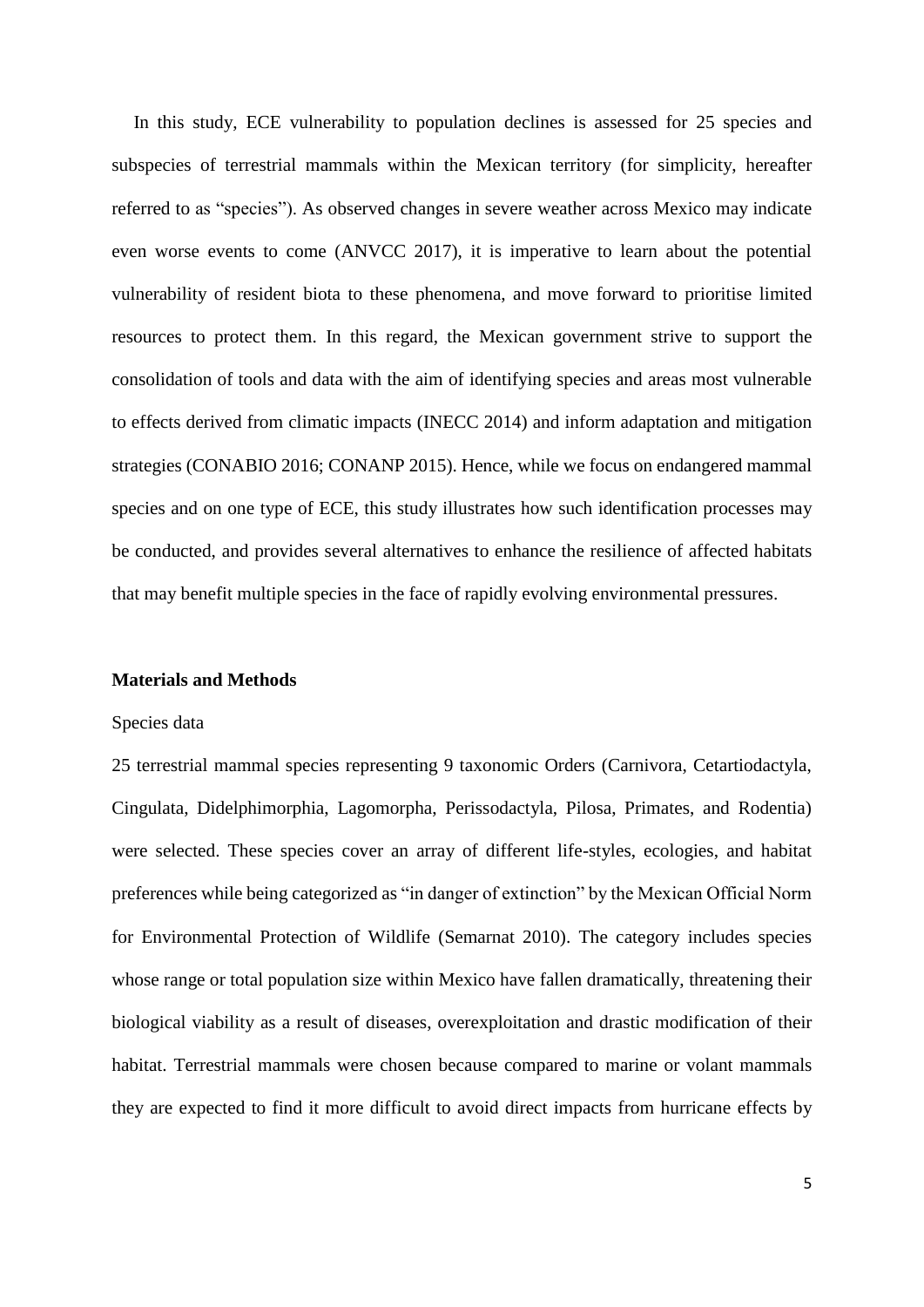In this study, ECE vulnerability to population declines is assessed for 25 species and subspecies of terrestrial mammals within the Mexican territory (for simplicity, hereafter referred to as "species"). As observed changes in severe weather across Mexico may indicate even worse events to come (ANVCC 2017), it is imperative to learn about the potential vulnerability of resident biota to these phenomena, and move forward to prioritise limited resources to protect them. In this regard, the Mexican government strive to support the consolidation of tools and data with the aim of identifying species and areas most vulnerable to effects derived from climatic impacts (INECC 2014) and inform adaptation and mitigation strategies (CONABIO 2016; CONANP 2015). Hence, while we focus on endangered mammal species and on one type of ECE, this study illustrates how such identification processes may be conducted, and provides several alternatives to enhance the resilience of affected habitats that may benefit multiple species in the face of rapidly evolving environmental pressures.

## Materials and Methods

### Species data

25 terrestrial mammal species representing 9 taxonomic Orders (Carnivora, Cetartiodactyla, Cingulata, Didelphimorphia, Lagomorpha, Perissodactyla, Pilosa, Primates, and Rodentia) were selected. These species cover an array of different life-styles, ecologies, and habitat preferences while being categorized as "in danger of extinction" by the Mexican Official Norm for Environmental Protection of Wildlife (Semarnat 2010). The category includes species whose range or total population size within Mexico have fallen dramatically, threatening their biological viability as a result of diseases, overexploitation and drastic modification of their habitat. Terrestrial mammals were chosen because compared to marine or volant mammals they are expected to find it more difficult to avoid direct impacts from hurricane effects by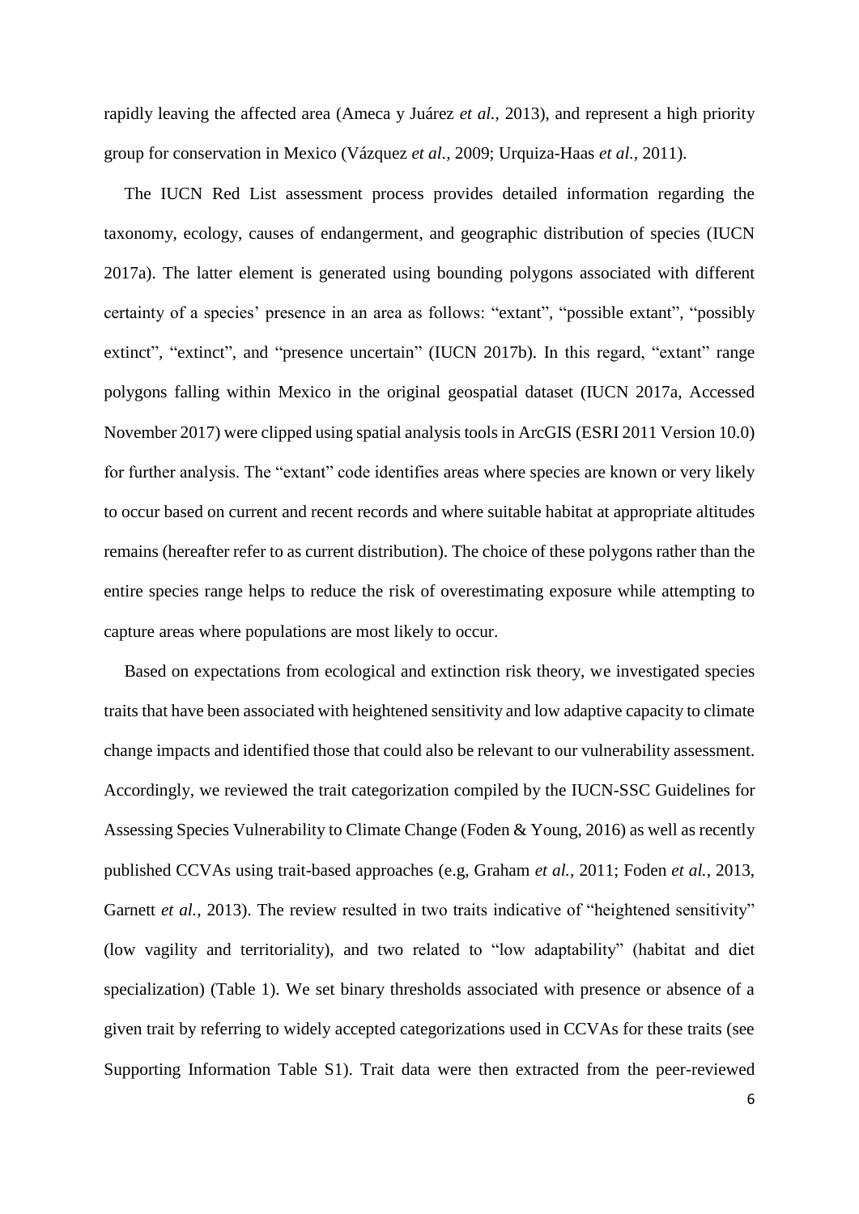rapidly leaving the affected area (Ameca y Juárez *et al.,* 2013), and represent a high priority group for conservation in Mexico (Vázquez *et al.,* 2009; Urquiza-Haas *et al.,* 2011).

The IUCN Red List assessment process provides detailed information regarding the taxonomy, ecology, causes of endangerment, and geographic distribution of species (IUCN 2017a). The latter element is generated using bounding polygons associated with different certainty of a species' presence in an area as follows: "extant", "possible extant", "possibly extinct", "extinct", and "presence uncertain" (IUCN 2017b). In this regard, "extant" range polygons falling within Mexico in the original geospatial dataset (IUCN 2017a, Accessed November 2017) were clipped using spatial analysis tools in ArcGIS (ESRI 2011 Version 10.0) for further analysis. The "extant" code identifies areas where species are known or very likely to occur based on current and recent records and where suitable habitat at appropriate altitudes remains (hereafter refer to as current distribution). The choice of these polygons rather than the entire species range helps to reduce the risk of overestimating exposure while attempting to capture areas where populations are most likely to occur.

Based on expectations from ecological and extinction risk theory, we investigated species traits that have been associated with heightened sensitivity and low adaptive capacity to climate change impacts and identified those that could also be relevant to our vulnerability assessment. Accordingly, we reviewed the trait categorization compiled by the IUCN-SSC Guidelines for Assessing Species Vulnerability to Climate Change (Foden & Young, 2016) as well as recently published CCVAs using trait-based approaches (e.g, Graham *et al.*, 2011; Foden *et al.*, 2013, Garnett *et al.,* 2013). The review resulted in two traits indicative of "heightened sensitivity" (low vagility and territoriality), and two related to "low adaptability" (habitat and diet specialization) (Table 1). We set binary thresholds associated with presence or absence of a given trait by referring to widely accepted categorizations used in CCVAs for these traits (see Supporting Information Table S1). Trait data were then extracted from the peer-reviewed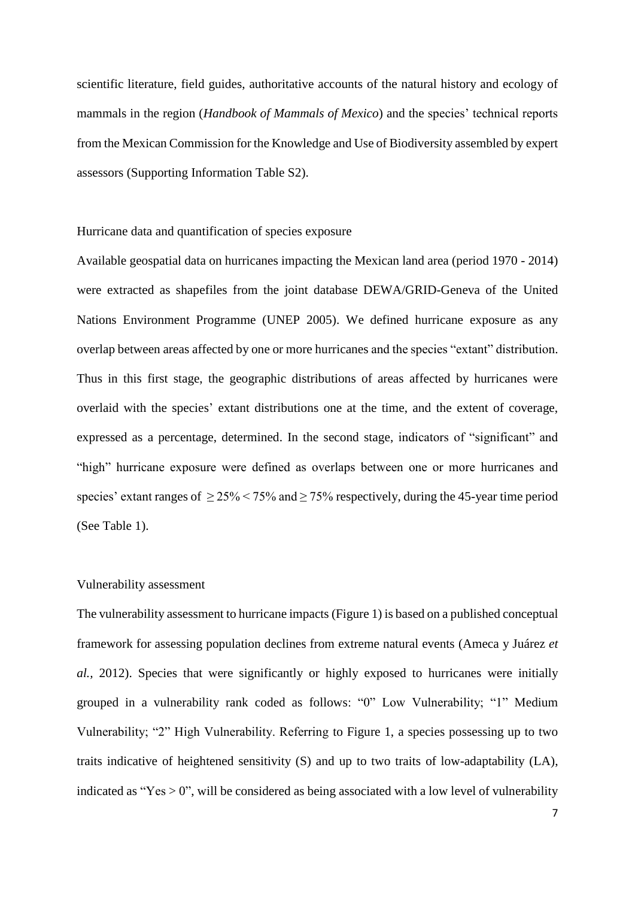scientific literature, field guides, authoritative accounts of the natural history and ecology of mammals in the region (*Handbook of Mammals of Mexico*) and the species' technical reports from the Mexican Commission for the Knowledge and Use of Biodiversity assembled by expert assessors (Supporting Information Table S2).

## Hurricane data and quantification of species exposure

Available geospatial data on hurricanes impacting the Mexican land area (period 1970 - 2014) were extracted as shapefiles from the joint database DEWA/GRID-Geneva of the United Nations Environment Programme (UNEP 2005). We defined hurricane exposure as any overlap between areas affected by one or more hurricanes and the species "extant" distribution. Thus in this first stage, the geographic distributions of areas affected by hurricanes were overlaid with the species' extant distributions one at the time, and the extent of coverage, expressed as a percentage, determined. In the second stage, indicators of "significant" and "high" hurricane exposure were defined as overlaps between one or more hurricanes and species' extant ranges of $\geq 25\% < 75\%$ and $\geq 75\%$ respectively, during the 45-year time period (See Table 1).

## Vulnerability assessment

The vulnerability assessment to hurricane impacts (Figure 1) is based on a published conceptual framework for assessing population declines from extreme natural events (Ameca y Juárez *et al.*, 2012). Species that were significantly or highly exposed to hurricanes were initially grouped in a vulnerability rank coded as follows: "0" Low Vulnerability; "1" Medium Vulnerability; "2" High Vulnerability. Referring to Figure 1, a species possessing up to two traits indicative of heightened sensitivity (S) and up to two traits of low-adaptability (LA), indicated as "Yes > 0", will be considered as being associated with a low level of vulnerability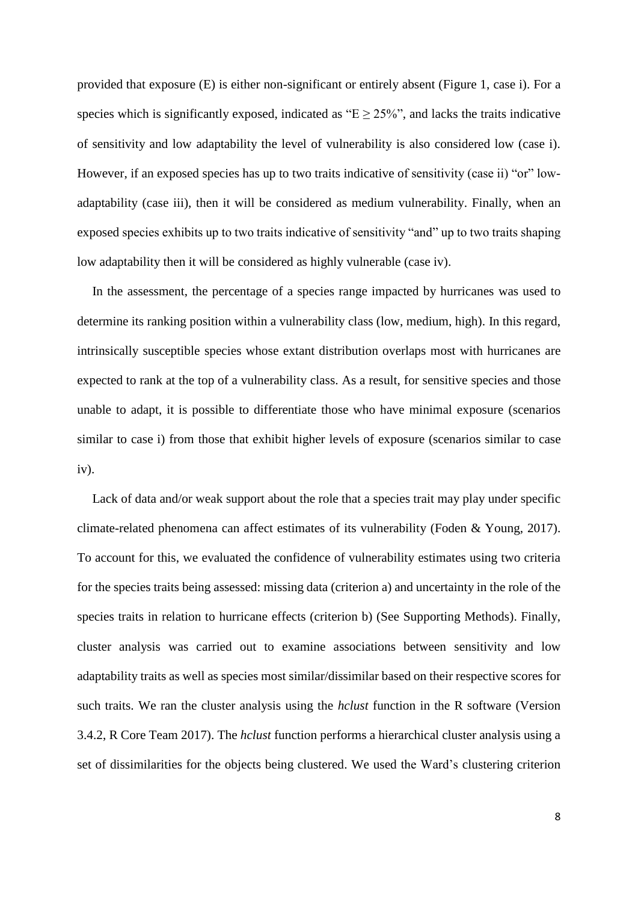provided that exposure (E) is either non-significant or entirely absent (Figure 1, case i). For a species which is significantly exposed, indicated as "$E \geq 25\%$", and lacks the traits indicative of sensitivity and low adaptability the level of vulnerability is also considered low (case i). However, if an exposed species has up to two traits indicative of sensitivity (case ii) "or" low-adaptability (case iii), then it will be considered as medium vulnerability. Finally, when an exposed species exhibits up to two traits indicative of sensitivity "and" up to two traits shaping low adaptability then it will be considered as highly vulnerable (case iv).

In the assessment, the percentage of a species range impacted by hurricanes was used to determine its ranking position within a vulnerability class (low, medium, high). In this regard, intrinsically susceptible species whose extant distribution overlaps most with hurricanes are expected to rank at the top of a vulnerability class. As a result, for sensitive species and those unable to adapt, it is possible to differentiate those who have minimal exposure (scenarios similar to case i) from those that exhibit higher levels of exposure (scenarios similar to case iv).

Lack of data and/or weak support about the role that a species trait may play under specific climate-related phenomena can affect estimates of its vulnerability (Foden & Young, 2017). To account for this, we evaluated the confidence of vulnerability estimates using two criteria for the species traits being assessed: missing data (criterion a) and uncertainty in the role of the species traits in relation to hurricane effects (criterion b) (See Supporting Methods). Finally, cluster analysis was carried out to examine associations between sensitivity and low adaptability traits as well as species most similar/dissimilar based on their respective scores for such traits. We ran the cluster analysis using the *hclust* function in the R software (Version 3.4.2, R Core Team 2017). The *hclust* function performs a hierarchical cluster analysis using a set of dissimilarities for the objects being clustered. We used the Ward's clustering criterion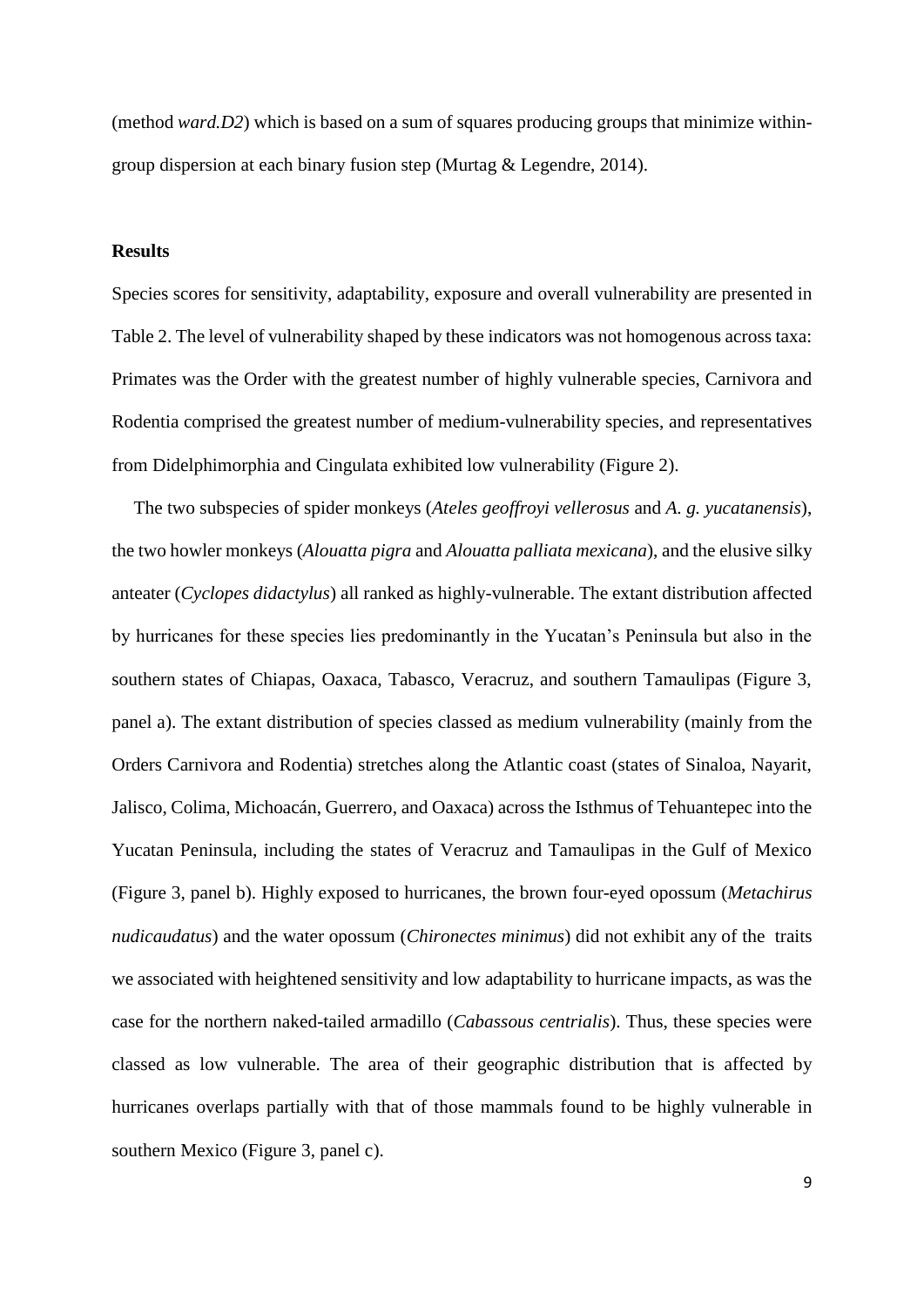(method *ward.D2*) which is based on a sum of squares producing groups that minimize within-group dispersion at each binary fusion step (Murtag & Legendre, 2014).

## Results

Species scores for sensitivity, adaptability, exposure and overall vulnerability are presented in Table 2. The level of vulnerability shaped by these indicators was not homogenous across taxa: Primates was the Order with the greatest number of highly vulnerable species, Carnivora and Rodentia comprised the greatest number of medium-vulnerability species, and representatives from Didelphimorphia and Cingulata exhibited low vulnerability (Figure 2).

The two subspecies of spider monkeys (*Ateles geoffroyi vellerosus* and *A. g. yucatanensis*), the two howler monkeys (*Alouatta pigra* and *Alouatta palliata mexicana*), and the elusive silky anteater (*Cyclopes didactylus*) all ranked as highly-vulnerable. The extant distribution affected by hurricanes for these species lies predominantly in the Yucatan's Peninsula but also in the southern states of Chiapas, Oaxaca, Tabasco, Veracruz, and southern Tamaulipas (Figure 3, panel a). The extant distribution of species classed as medium vulnerability (mainly from the Orders Carnivora and Rodentia) stretches along the Atlantic coast (states of Sinaloa, Nayarit, Jalisco, Colima, Michoacán, Guerrero, and Oaxaca) across the Isthmus of Tehuantepec into the Yucatan Peninsula, including the states of Veracruz and Tamaulipas in the Gulf of Mexico (Figure 3, panel b). Highly exposed to hurricanes, the brown four-eyed opossum (*Metachirus nudicaudatus*) and the water opossum (*Chironectes minimus*) did not exhibit any of the traits we associated with heightened sensitivity and low adaptability to hurricane impacts, as was the case for the northern naked-tailed armadillo (*Cabassous centrialis*). Thus, these species were classed as low vulnerable. The area of their geographic distribution that is affected by hurricanes overlaps partially with that of those mammals found to be highly vulnerable in southern Mexico (Figure 3, panel c).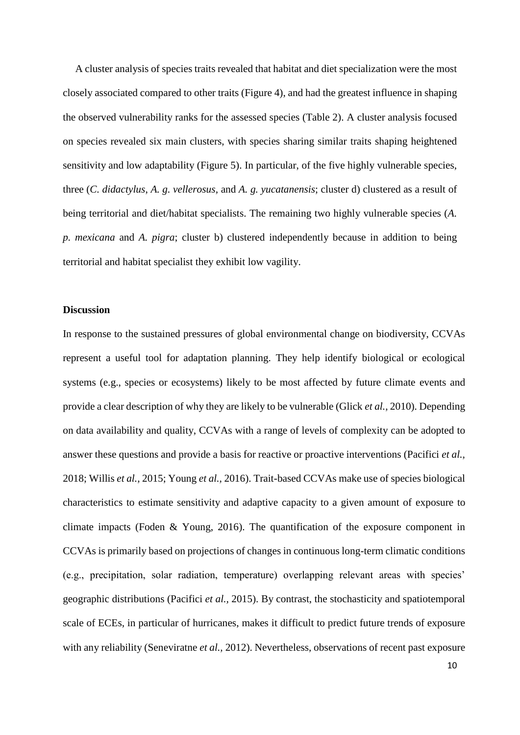A cluster analysis of species traits revealed that habitat and diet specialization were the most closely associated compared to other traits (Figure 4), and had the greatest influence in shaping the observed vulnerability ranks for the assessed species (Table 2). A cluster analysis focused on species revealed six main clusters, with species sharing similar traits shaping heightened sensitivity and low adaptability (Figure 5). In particular, of the five highly vulnerable species, three (*C. didactylus*, *A. g. vellerosus*, and *A. g. yucatanensis*; cluster d) clustered as a result of being territorial and diet/habitat specialists. The remaining two highly vulnerable species (*A. p. mexicana* and *A. pigra*; cluster b) clustered independently because in addition to being territorial and habitat specialist they exhibit low vagility.

## Discussion

In response to the sustained pressures of global environmental change on biodiversity, CCVAs represent a useful tool for adaptation planning. They help identify biological or ecological systems (e.g., species or ecosystems) likely to be most affected by future climate events and provide a clear description of why they are likely to be vulnerable (Glick *et al.,* 2010). Depending on data availability and quality, CCVAs with a range of levels of complexity can be adopted to answer these questions and provide a basis for reactive or proactive interventions (Pacifici *et al.,* 2018; Willis *et al.,* 2015; Young *et al.*, 2016). Trait-based CCVAs make use of species biological characteristics to estimate sensitivity and adaptive capacity to a given amount of exposure to climate impacts (Foden & Young, 2016). The quantification of the exposure component in CCVAs is primarily based on projections of changes in continuous long-term climatic conditions (e.g., precipitation, solar radiation, temperature) overlapping relevant areas with species' geographic distributions (Pacifici *et al.,* 2015). By contrast, the stochasticity and spatiotemporal scale of ECEs, in particular of hurricanes, makes it difficult to predict future trends of exposure with any reliability (Seneviratne *et al.,* 2012). Nevertheless, observations of recent past exposure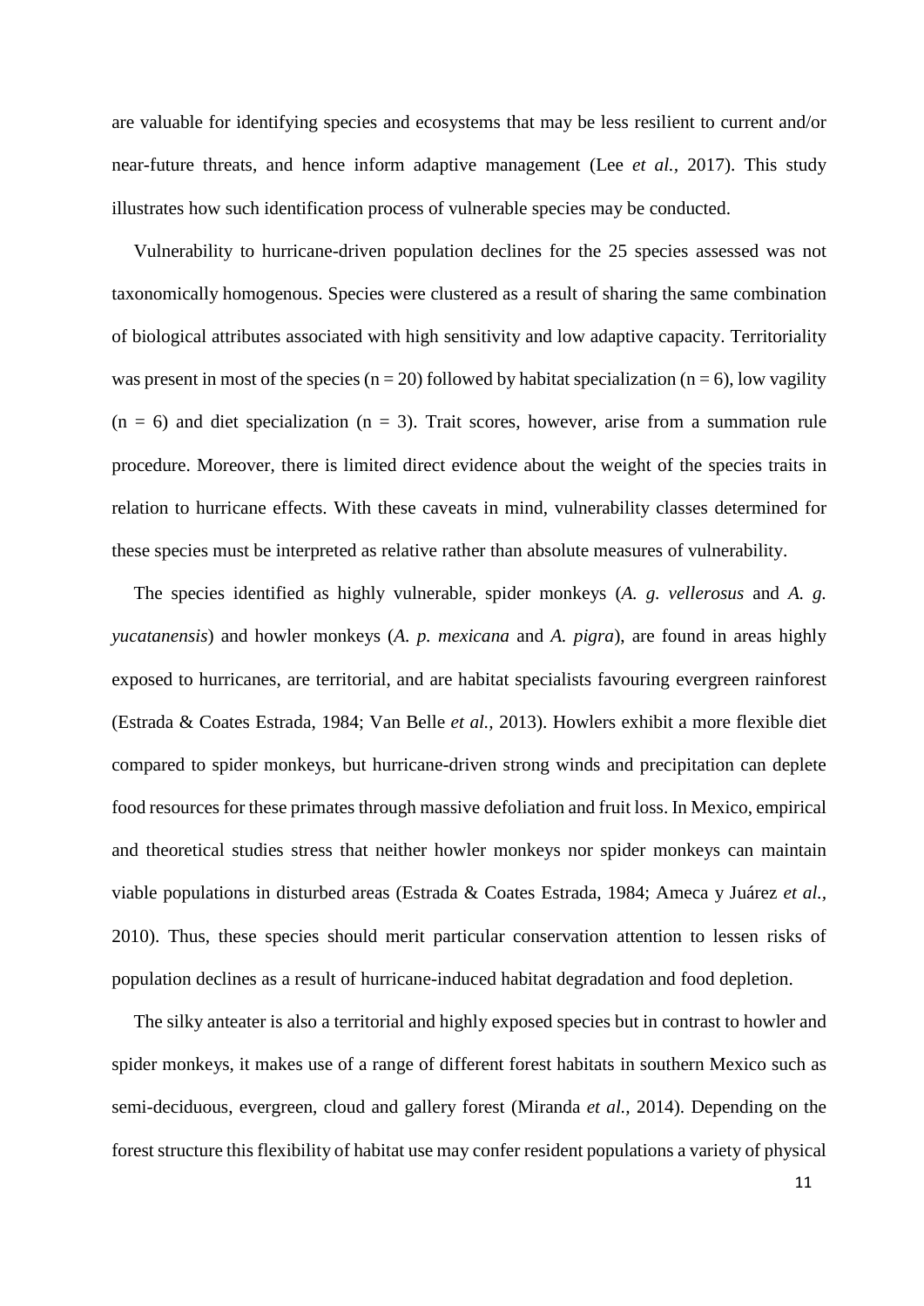are valuable for identifying species and ecosystems that may be less resilient to current and/or near-future threats, and hence inform adaptive management (Lee *et al.,* 2017). This study illustrates how such identification process of vulnerable species may be conducted.

Vulnerability to hurricane-driven population declines for the 25 species assessed was not taxonomically homogenous. Species were clustered as a result of sharing the same combination of biological attributes associated with high sensitivity and low adaptive capacity. Territoriality was present in most of the species ($n = 20$) followed by habitat specialization ($n = 6$), low vagility ($n = 6$) and diet specialization ($n = 3$). Trait scores, however, arise from a summation rule procedure. Moreover, there is limited direct evidence about the weight of the species traits in relation to hurricane effects. With these caveats in mind, vulnerability classes determined for these species must be interpreted as relative rather than absolute measures of vulnerability.

The species identified as highly vulnerable, spider monkeys (*A. g. vellerosus* and *A. g. yucatanensis*) and howler monkeys (*A. p. mexicana* and *A. pigra*), are found in areas highly exposed to hurricanes, are territorial, and are habitat specialists favouring evergreen rainforest (Estrada & Coates Estrada, 1984; Van Belle *et al.,* 2013). Howlers exhibit a more flexible diet compared to spider monkeys, but hurricane-driven strong winds and precipitation can deplete food resources for these primates through massive defoliation and fruit loss. In Mexico, empirical and theoretical studies stress that neither howler monkeys nor spider monkeys can maintain viable populations in disturbed areas (Estrada & Coates Estrada, 1984; Ameca y Juárez *et al.,* 2010). Thus, these species should merit particular conservation attention to lessen risks of population declines as a result of hurricane-induced habitat degradation and food depletion.

The silky anteater is also a territorial and highly exposed species but in contrast to howler and spider monkeys, it makes use of a range of different forest habitats in southern Mexico such as semi-deciduous, evergreen, cloud and gallery forest (Miranda *et al.,* 2014). Depending on the forest structure this flexibility of habitat use may confer resident populations a variety of physical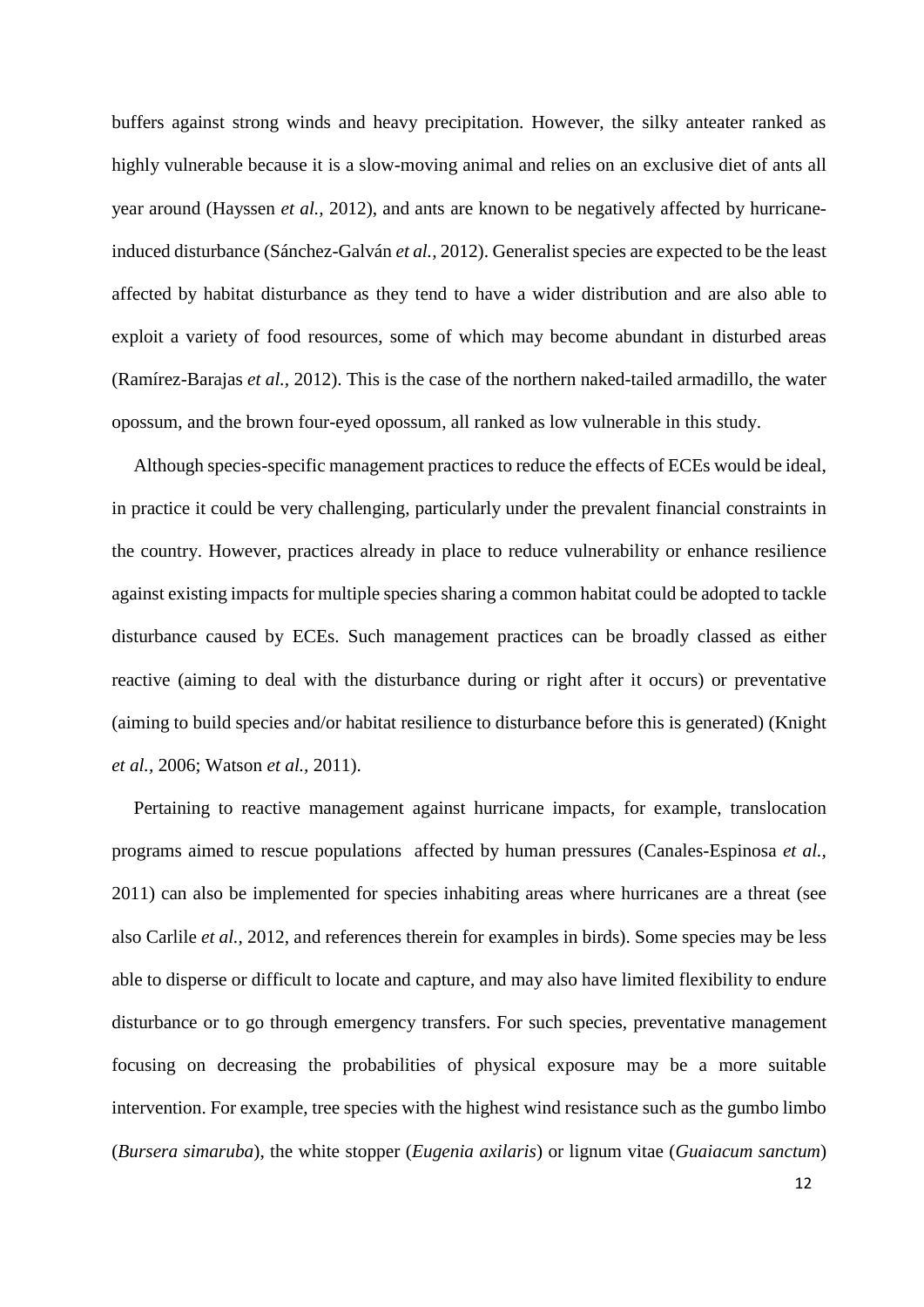buffers against strong winds and heavy precipitation. However, the silky anteater ranked as highly vulnerable because it is a slow-moving animal and relies on an exclusive diet of ants all year around (Hayssen *et al.,* 2012), and ants are known to be negatively affected by hurricane-induced disturbance (Sánchez-Galván *et al.,* 2012). Generalist species are expected to be the least affected by habitat disturbance as they tend to have a wider distribution and are also able to exploit a variety of food resources, some of which may become abundant in disturbed areas (Ramírez-Barajas *et al.,* 2012). This is the case of the northern naked-tailed armadillo, the water opossum, and the brown four-eyed opossum, all ranked as low vulnerable in this study.

Although species-specific management practices to reduce the effects of ECEs would be ideal, in practice it could be very challenging, particularly under the prevalent financial constraints in the country. However, practices already in place to reduce vulnerability or enhance resilience against existing impacts for multiple species sharing a common habitat could be adopted to tackle disturbance caused by ECEs. Such management practices can be broadly classed as either reactive (aiming to deal with the disturbance during or right after it occurs) or preventative (aiming to build species and/or habitat resilience to disturbance before this is generated) (Knight *et al.*, 2006; Watson *et al.*, 2011).

Pertaining to reactive management against hurricane impacts, for example, translocation programs aimed to rescue populations affected by human pressures (Canales-Espinosa *et al.*, 2011) can also be implemented for species inhabiting areas where hurricanes are a threat (see also Carlile *et al.,* 2012, and references therein for examples in birds). Some species may be less able to disperse or difficult to locate and capture, and may also have limited flexibility to endure disturbance or to go through emergency transfers. For such species, preventative management focusing on decreasing the probabilities of physical exposure may be a more suitable intervention. For example, tree species with the highest wind resistance such as the gumbo limbo (*Bursera simaruba*), the white stopper (*Eugenia axilaris*) or lignum vitae (*Guaiacum sanctum*)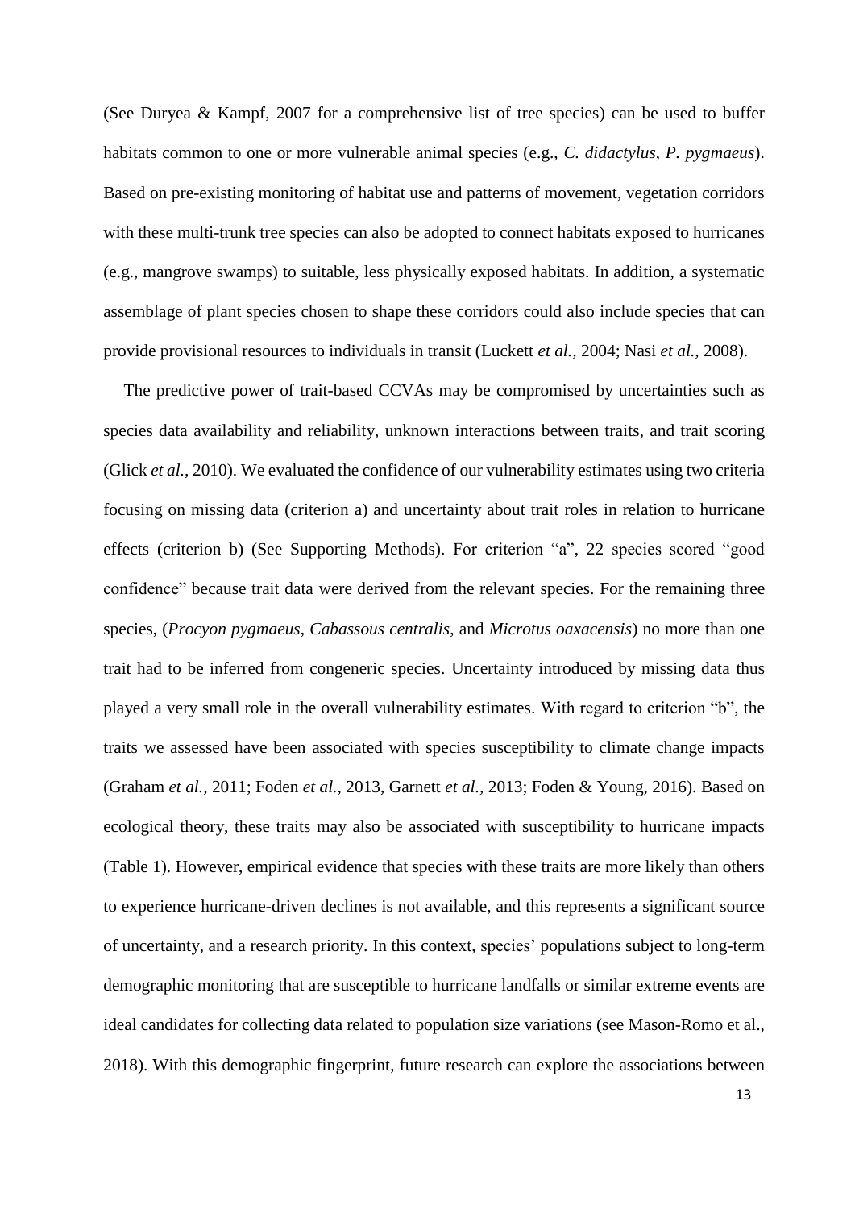(See Duryea & Kampf, 2007 for a comprehensive list of tree species) can be used to buffer habitats common to one or more vulnerable animal species (e.g., *C. didactylus*, *P. pygmaeus*). Based on pre-existing monitoring of habitat use and patterns of movement, vegetation corridors with these multi-trunk tree species can also be adopted to connect habitats exposed to hurricanes (e.g., mangrove swamps) to suitable, less physically exposed habitats. In addition, a systematic assemblage of plant species chosen to shape these corridors could also include species that can provide provisional resources to individuals in transit (Luckett *et al.*, 2004; Nasi *et al.*, 2008).

The predictive power of trait-based CCVAs may be compromised by uncertainties such as species data availability and reliability, unknown interactions between traits, and trait scoring (Glick *et al.*, 2010). We evaluated the confidence of our vulnerability estimates using two criteria focusing on missing data (criterion a) and uncertainty about trait roles in relation to hurricane effects (criterion b) (See Supporting Methods). For criterion "a", 22 species scored "good confidence" because trait data were derived from the relevant species. For the remaining three species, (*Procyon pygmaeus*, *Cabassous centralis*, and *Microtus oaxacensis*) no more than one trait had to be inferred from congeneric species. Uncertainty introduced by missing data thus played a very small role in the overall vulnerability estimates. With regard to criterion "b", the traits we assessed have been associated with species susceptibility to climate change impacts (Graham *et al.*, 2011; Foden *et al.*, 2013, Garnett *et al.*, 2013; Foden & Young, 2016). Based on ecological theory, these traits may also be associated with susceptibility to hurricane impacts (Table 1). However, empirical evidence that species with these traits are more likely than others to experience hurricane-driven declines is not available, and this represents a significant source of uncertainty, and a research priority. In this context, species' populations subject to long-term demographic monitoring that are susceptible to hurricane landfalls or similar extreme events are ideal candidates for collecting data related to population size variations (see Mason-Romo et al., 2018). With this demographic fingerprint, future research can explore the associations between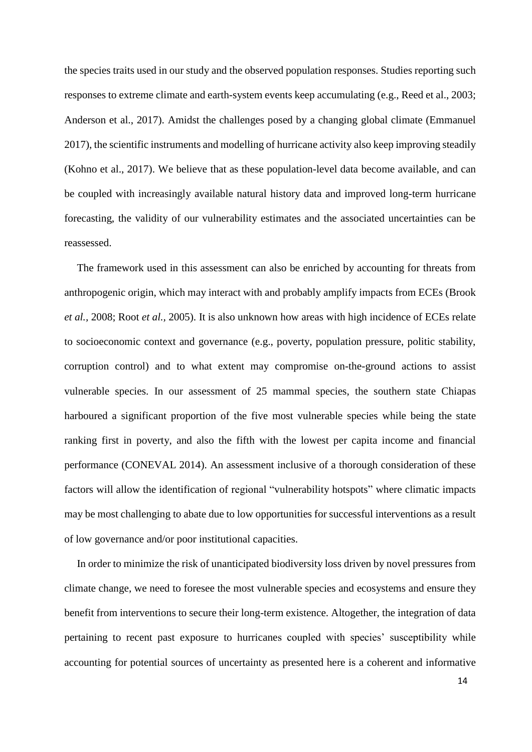the species traits used in our study and the observed population responses. Studies reporting such responses to extreme climate and earth-system events keep accumulating (e.g., Reed et al., 2003; Anderson et al., 2017). Amidst the challenges posed by a changing global climate (Emmanuel 2017), the scientific instruments and modelling of hurricane activity also keep improving steadily (Kohno et al., 2017). We believe that as these population-level data become available, and can be coupled with increasingly available natural history data and improved long-term hurricane forecasting, the validity of our vulnerability estimates and the associated uncertainties can be reassessed.

The framework used in this assessment can also be enriched by accounting for threats from anthropogenic origin, which may interact with and probably amplify impacts from ECEs (Brook *et al.*, 2008; Root *et al.*, 2005). It is also unknown how areas with high incidence of ECEs relate to socioeconomic context and governance (e.g., poverty, population pressure, politic stability, corruption control) and to what extent may compromise on-the-ground actions to assist vulnerable species. In our assessment of 25 mammal species, the southern state Chiapas harboured a significant proportion of the five most vulnerable species while being the state ranking first in poverty, and also the fifth with the lowest per capita income and financial performance (CONEVAL 2014). An assessment inclusive of a thorough consideration of these factors will allow the identification of regional "vulnerability hotspots" where climatic impacts may be most challenging to abate due to low opportunities for successful interventions as a result of low governance and/or poor institutional capacities.

In order to minimize the risk of unanticipated biodiversity loss driven by novel pressures from climate change, we need to foresee the most vulnerable species and ecosystems and ensure they benefit from interventions to secure their long-term existence. Altogether, the integration of data pertaining to recent past exposure to hurricanes coupled with species' susceptibility while accounting for potential sources of uncertainty as presented here is a coherent and informative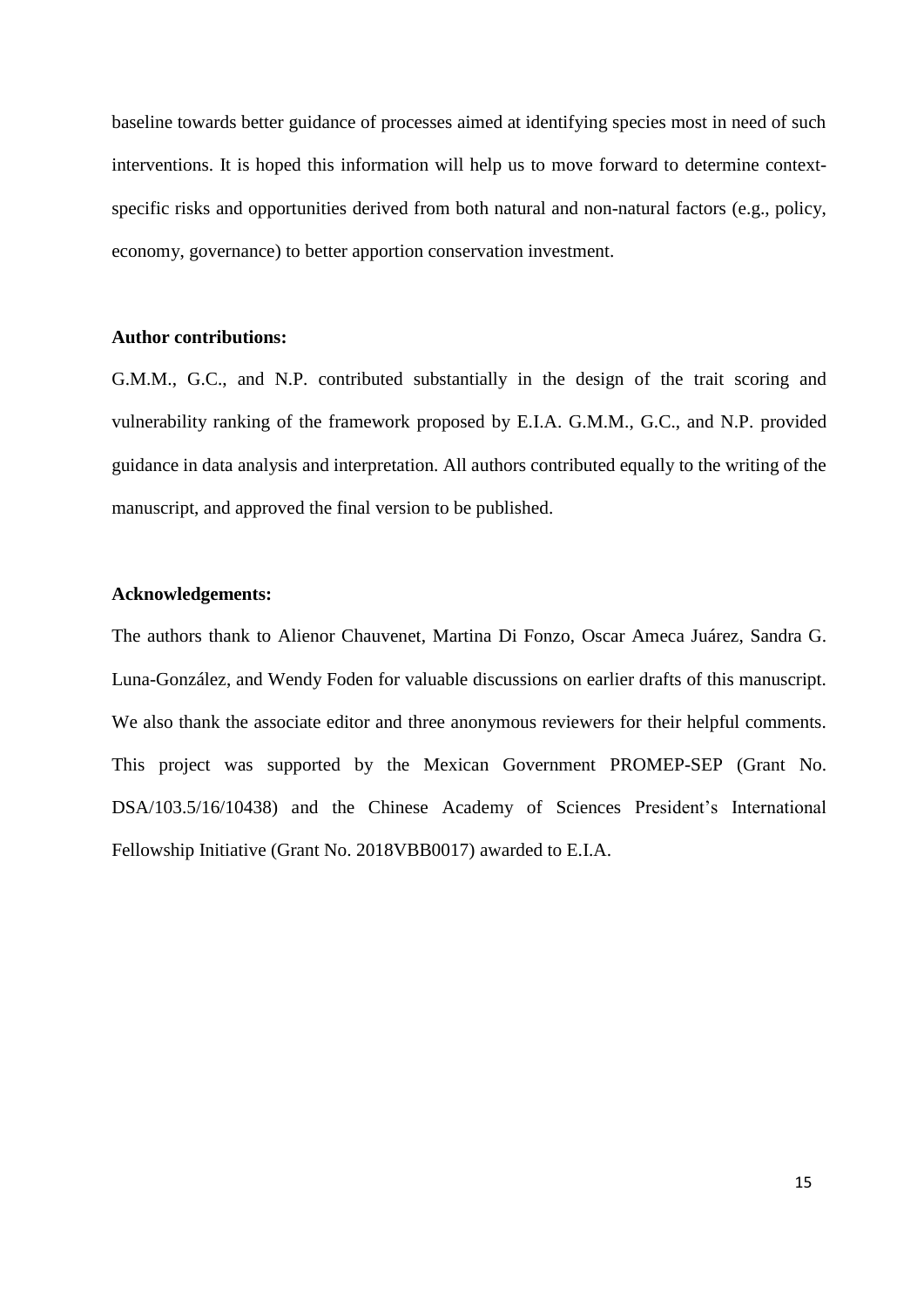baseline towards better guidance of processes aimed at identifying species most in need of such interventions. It is hoped this information will help us to move forward to determine context-specific risks and opportunities derived from both natural and non-natural factors (e.g., policy, economy, governance) to better apportion conservation investment.

**Author contributions:**

G.M.M., G.C., and N.P. contributed substantially in the design of the trait scoring and vulnerability ranking of the framework proposed by E.I.A. G.M.M., G.C., and N.P. provided guidance in data analysis and interpretation. All authors contributed equally to the writing of the manuscript, and approved the final version to be published.

**Acknowledgements:**

The authors thank to Alienor Chauvenet, Martina Di Fonzo, Oscar Ameca Juárez, Sandra G. Luna-González, and Wendy Foden for valuable discussions on earlier drafts of this manuscript. We also thank the associate editor and three anonymous reviewers for their helpful comments. This project was supported by the Mexican Government PROMEP-SEP (Grant No. DSA/103.5/16/10438) and the Chinese Academy of Sciences President's International Fellowship Initiative (Grant No. 2018VBB0017) awarded to E.I.A.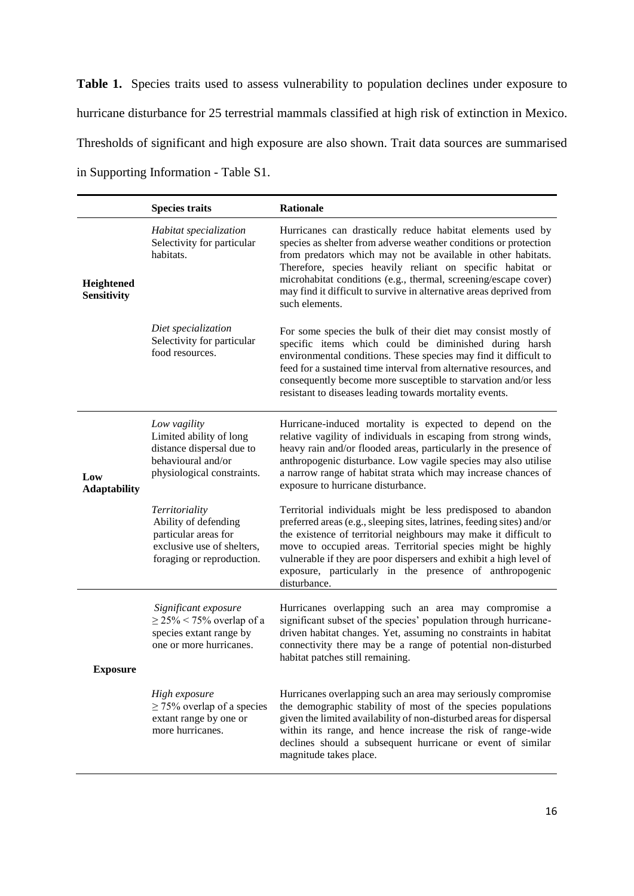**Table 1.** Species traits used to assess vulnerability to population declines under exposure to hurricane disturbance for 25 terrestrial mammals classified at high risk of extinction in Mexico. Thresholds of significant and high exposure are also shown. Trait data sources are summarised in Supporting Information - Table S1.

| | Species traits | Rationale |
|---|---|---|
| **Heightened Sensitivity** | *Habitat specialization* Selectivity for particular habitats. | Hurricanes can drastically reduce habitat elements used by species as shelter from adverse weather conditions or protection from predators which may not be available in other habitats. Therefore, species heavily reliant on specific habitat or microhabitat conditions (e.g., thermal, screening/escape cover) may find it difficult to survive in alternative areas deprived from such elements. |
| | *Diet specialization* Selectivity for particular food resources. | For some species the bulk of their diet may consist mostly of specific items which could be diminished during harsh environmental conditions. These species may find it difficult to feed for a sustained time interval from alternative resources, and consequently become more susceptible to starvation and/or less resistant to diseases leading towards mortality events. |
| **Low Adaptability** | *Low vagility* Limited ability of long distance dispersal due to behavioural and/or physiological constraints. | Hurricane-induced mortality is expected to depend on the relative vagility of individuals in escaping from strong winds, heavy rain and/or flooded areas, particularly in the presence of anthropogenic disturbance. Low vagile species may also utilise a narrow range of habitat strata which may increase chances of exposure to hurricane disturbance. |
| | *Territoriality* Ability of defending particular areas for exclusive use of shelters, foraging or reproduction. | Territorial individuals might be less predisposed to abandon preferred areas (e.g., sleeping sites, latrines, feeding sites) and/or the existence of territorial neighbours may make it difficult to move to occupied areas. Territorial species might be highly vulnerable if they are poor dispersers and exhibit a high level of exposure, particularly in the presence of anthropogenic disturbance. |
| **Exposure** | *Significant exposure* $\geq 25\% < 75\%$ overlap of a species extant range by one or more hurricanes. | Hurricanes overlapping such an area may compromise a significant subset of the species' population through hurricane-driven habitat changes. Yet, assuming no constraints in habitat connectivity there may be a range of potential non-disturbed habitat patches still remaining. |
| | *High exposure* $\geq 75\%$ overlap of a species extant range by one or more hurricanes. | Hurricanes overlapping such an area may seriously compromise the demographic stability of most of the species populations given the limited availability of non-disturbed areas for dispersal within its range, and hence increase the risk of range-wide declines should a subsequent hurricane or event of similar magnitude takes place. |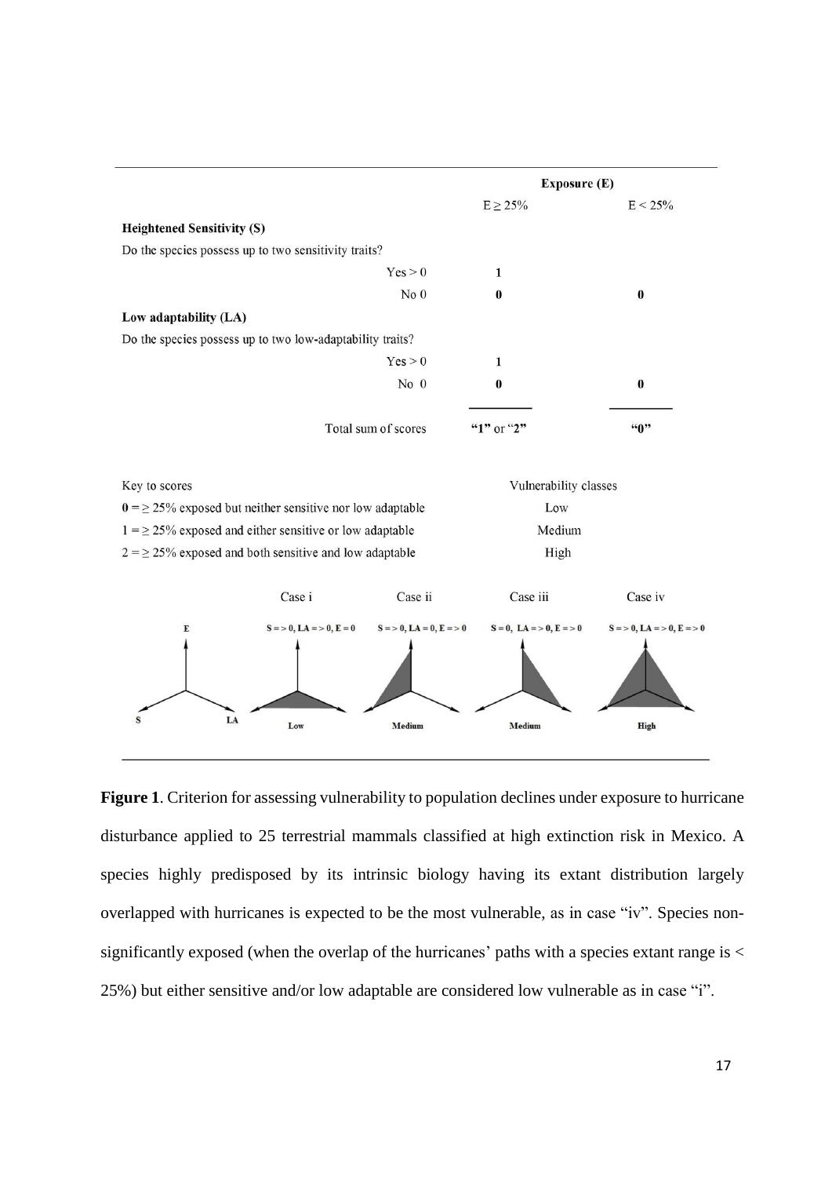| | Exposure (E) | |
|---|---|---|
| | $E \geq 25\%$ | $E < 25\%$ |
| **Heightened Sensitivity (S)** | | |
| Do the species possess up to two sensitivity traits? | | |
| Yes > 0 | **1** | |
| No 0 | **0** | **0** |
| **Low adaptability (LA)** | | |
| Do the species possess up to two low-adaptability traits? | | |
| Yes > 0 | **1** | |
| No 0 | **0** | **0** |
| Total sum of scores | **"1"** or **"2"** | **"0"** |

| Key to scores | Vulnerability classes |
|---|---|
| **0** = ≥ 25% exposed but neither sensitive nor low adaptable | Low |
| 1 = ≥ 25% exposed and either sensitive or low adaptable | Medium |
| 2 = ≥ 25% exposed and both sensitive and low adaptable | High |

| | Case i | Case ii | Case iii | Case iv |
|---|---|---|---|---|
| E, S, LA | S = > 0, LA = > 0, E = 0 | S = > 0, LA = 0, E = > 0 | S = 0, LA = > 0, E = > 0 | S = > 0, LA = > 0, E = > 0 |
| | Low | Medium | Medium | High |

**Figure 1**. Criterion for assessing vulnerability to population declines under exposure to hurricane disturbance applied to 25 terrestrial mammals classified at high extinction risk in Mexico. A species highly predisposed by its intrinsic biology having its extant distribution largely overlapped with hurricanes is expected to be the most vulnerable, as in case "iv". Species non-significantly exposed (when the overlap of the hurricanes' paths with a species extant range is < 25%) but either sensitive and/or low adaptable are considered low vulnerable as in case "i".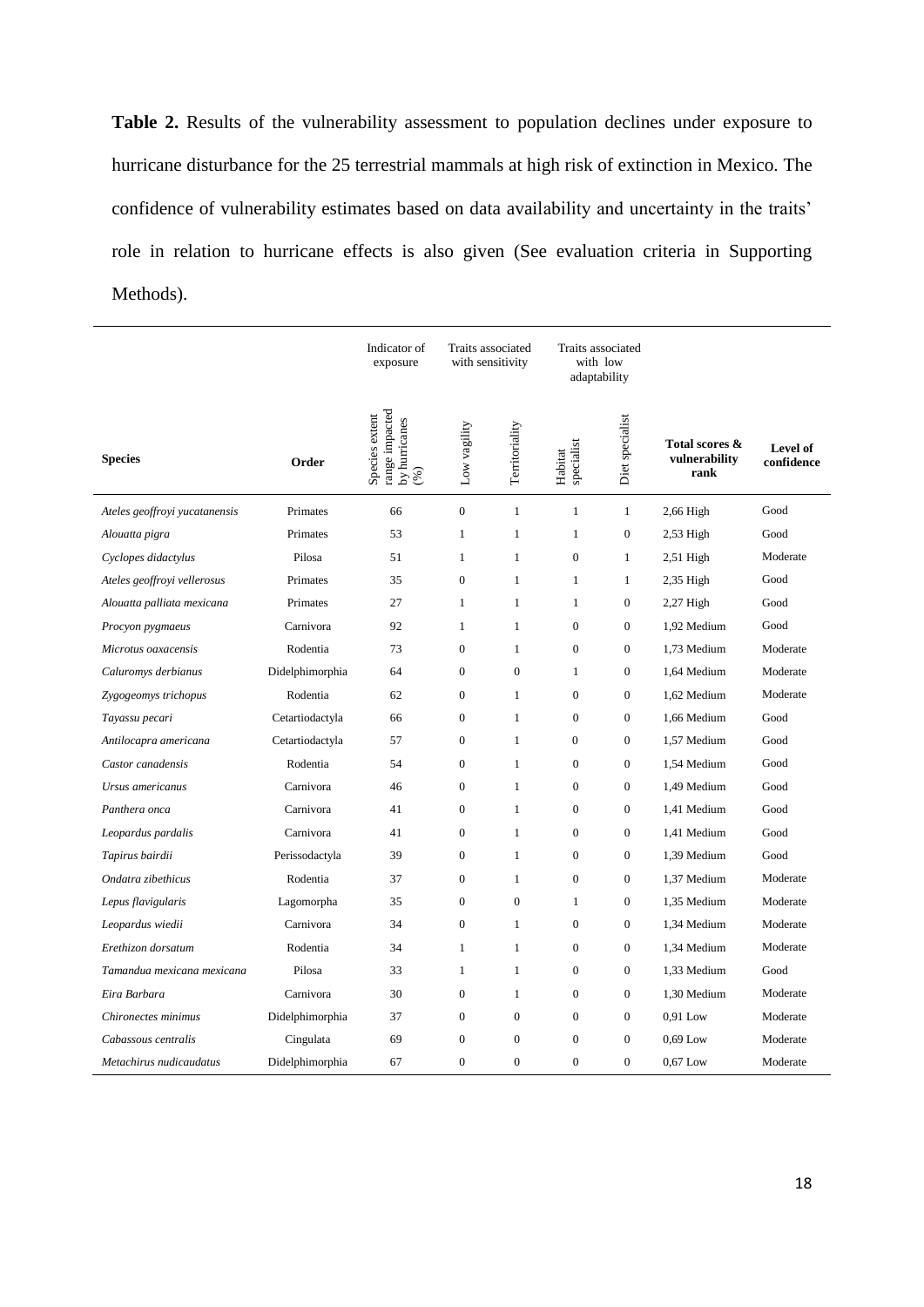**Table 2.** Results of the vulnerability assessment to population declines under exposure to hurricane disturbance for the 25 terrestrial mammals at high risk of extinction in Mexico. The confidence of vulnerability estimates based on data availability and uncertainty in the traits' role in relation to hurricane effects is also given (See evaluation criteria in Supporting Methods).

| | | Indicator of exposure | Traits associated with sensitivity | | Traits associated with low adaptability | | | |
|---|---|---|---|---|---|---|---|---|
| **Species** | **Order** | Species extent range impacted by hurricanes (%) | Low vagility | Territoriality | Habitat specialist | Diet specialist | **Total scores & vulnerability rank** | **Level of confidence** |
| *Ateles geoffroyi yucatanensis* | Primates | 66 | 0 | 1 | 1 | 1 | 2,66 High | Good |
| *Alouatta pigra* | Primates | 53 | 1 | 1 | 1 | 0 | 2,53 High | Good |
| *Cyclopes didactylus* | Pilosa | 51 | 1 | 1 | 0 | 1 | 2,51 High | Moderate |
| *Ateles geoffroyi vellerosus* | Primates | 35 | 0 | 1 | 1 | 1 | 2,35 High | Good |
| *Alouatta palliata mexicana* | Primates | 27 | 1 | 1 | 1 | 0 | 2,27 High | Good |
| *Procyon pygmaeus* | Carnivora | 92 | 1 | 1 | 0 | 0 | 1,92 Medium | Good |
| *Microtus oaxacensis* | Rodentia | 73 | 0 | 1 | 0 | 0 | 1,73 Medium | Moderate |
| *Caluromys derbianus* | Didelphimorphia | 64 | 0 | 0 | 1 | 0 | 1,64 Medium | Moderate |
| *Zygogeomys trichopus* | Rodentia | 62 | 0 | 1 | 0 | 0 | 1,62 Medium | Moderate |
| *Tayassu pecari* | Cetartiodactyla | 66 | 0 | 1 | 0 | 0 | 1,66 Medium | Good |
| *Antilocapra americana* | Cetartiodactyla | 57 | 0 | 1 | 0 | 0 | 1,57 Medium | Good |
| *Castor canadensis* | Rodentia | 54 | 0 | 1 | 0 | 0 | 1,54 Medium | Good |
| *Ursus americanus* | Carnivora | 46 | 0 | 1 | 0 | 0 | 1,49 Medium | Good |
| *Panthera onca* | Carnivora | 41 | 0 | 1 | 0 | 0 | 1,41 Medium | Good |
| *Leopardus pardalis* | Carnivora | 41 | 0 | 1 | 0 | 0 | 1,41 Medium | Good |
| *Tapirus bairdii* | Perissodactyla | 39 | 0 | 1 | 0 | 0 | 1,39 Medium | Good |
| *Ondatra zibethicus* | Rodentia | 37 | 0 | 1 | 0 | 0 | 1,37 Medium | Moderate |
| *Lepus flavigularis* | Lagomorpha | 35 | 0 | 0 | 1 | 0 | 1,35 Medium | Moderate |
| *Leopardus wiedii* | Carnivora | 34 | 0 | 1 | 0 | 0 | 1,34 Medium | Moderate |
| *Erethizon dorsatum* | Rodentia | 34 | 1 | 1 | 0 | 0 | 1,34 Medium | Moderate |
| *Tamandua mexicana mexicana* | Pilosa | 33 | 1 | 1 | 0 | 0 | 1,33 Medium | Good |
| *Eira Barbara* | Carnivora | 30 | 0 | 1 | 0 | 0 | 1,30 Medium | Moderate |
| *Chironectes minimus* | Didelphimorphia | 37 | 0 | 0 | 0 | 0 | 0,91 Low | Moderate |
| *Cabassous centralis* | Cingulata | 69 | 0 | 0 | 0 | 0 | 0,69 Low | Moderate |
| *Metachirus nudicaudatus* | Didelphimorphia | 67 | 0 | 0 | 0 | 0 | 0,67 Low | Moderate |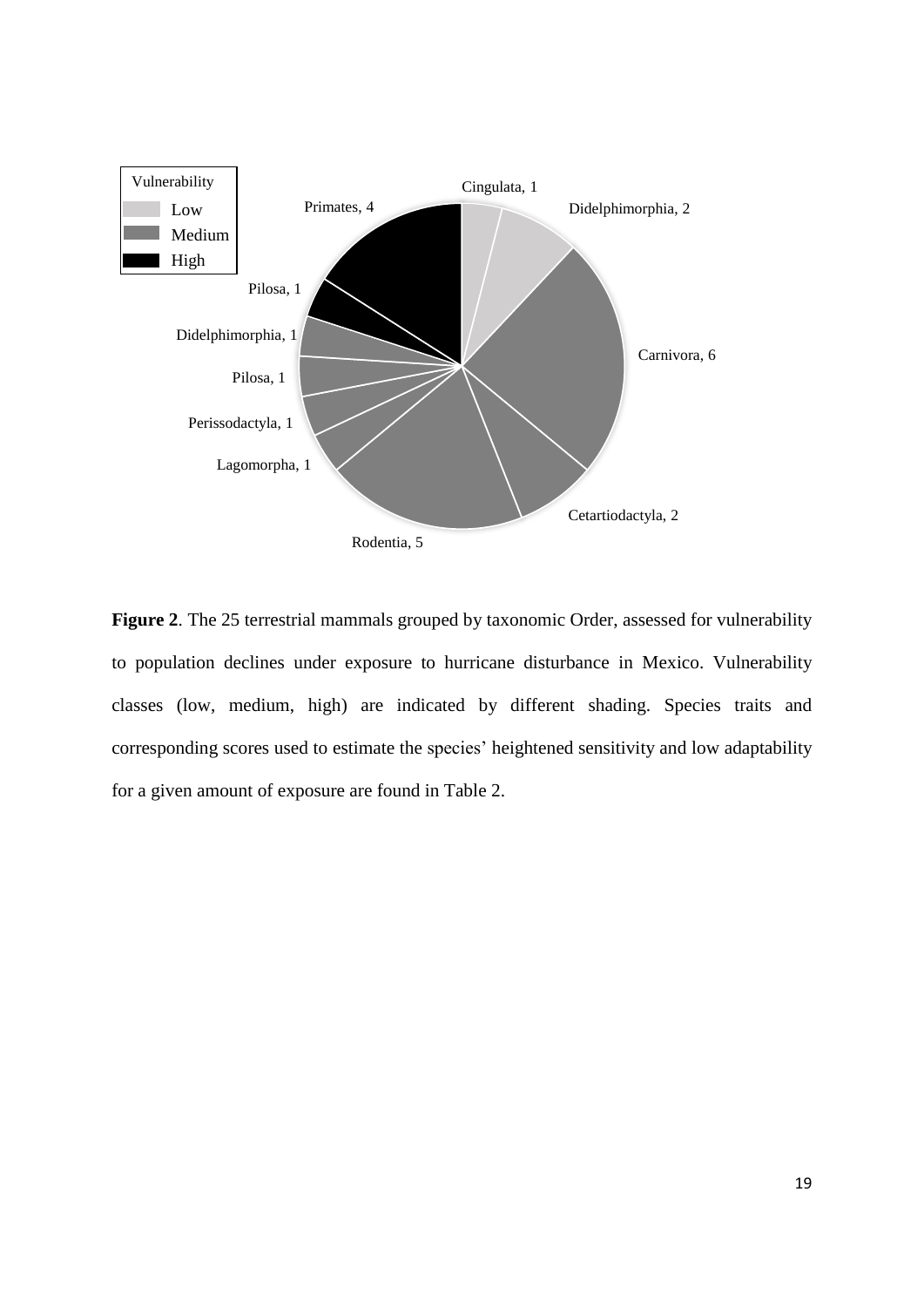**Figure 2**. The 25 terrestrial mammals grouped by taxonomic Order, assessed for vulnerability to population declines under exposure to hurricane disturbance in Mexico. Vulnerability classes (low, medium, high) are indicated by different shading. Species traits and corresponding scores used to estimate the species' heightened sensitivity and low adaptability for a given amount of exposure are found in Table 2.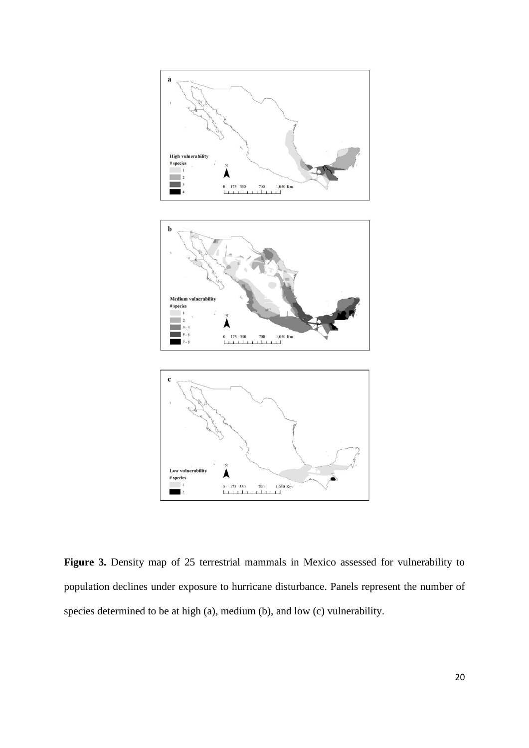**Figure 3.** Density map of 25 terrestrial mammals in Mexico assessed for vulnerability to population declines under exposure to hurricane disturbance. Panels represent the number of species determined to be at high (a), medium (b), and low (c) vulnerability.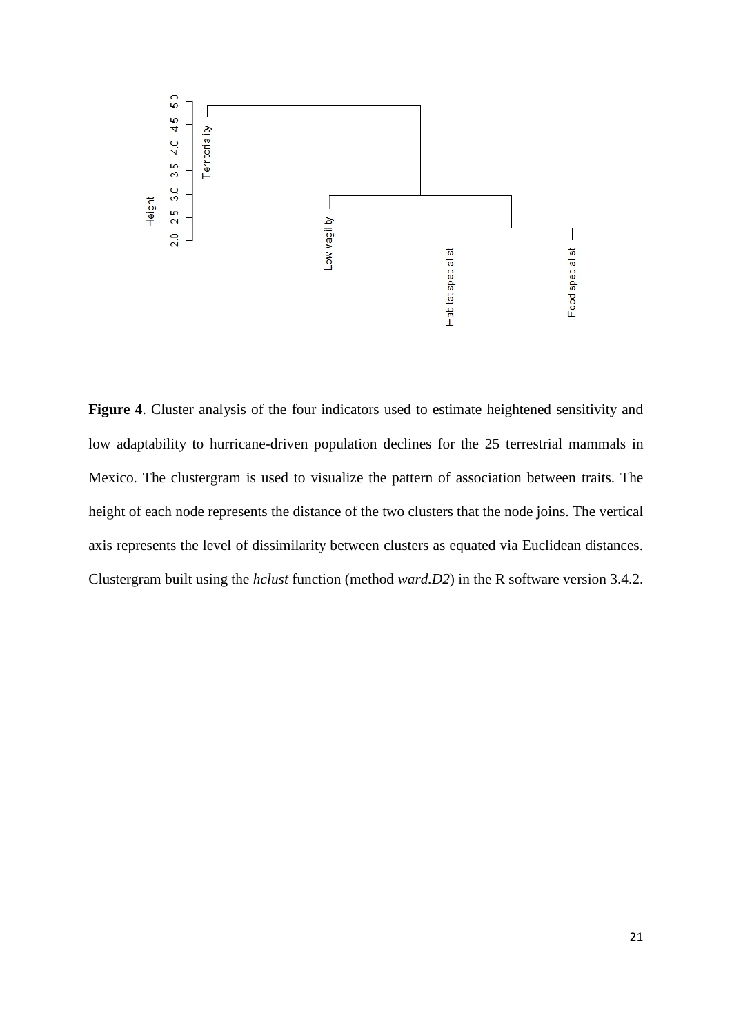**Figure 4**. Cluster analysis of the four indicators used to estimate heightened sensitivity and low adaptability to hurricane-driven population declines for the 25 terrestrial mammals in Mexico. The clustergram is used to visualize the pattern of association between traits. The height of each node represents the distance of the two clusters that the node joins. The vertical axis represents the level of dissimilarity between clusters as equated via Euclidean distances. Clustergram built using the *hclust* function (method *ward.D2*) in the R software version 3.4.2.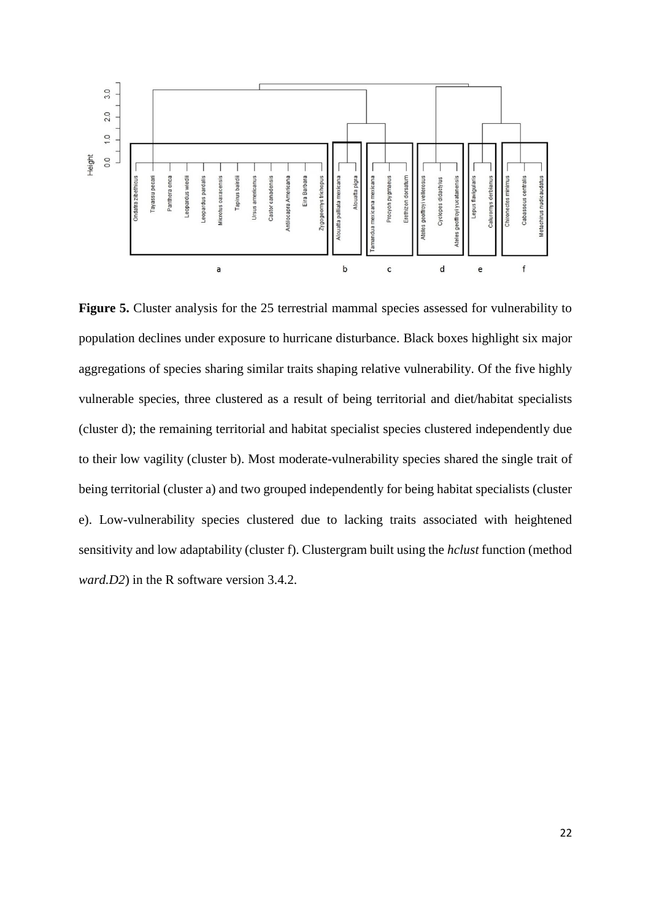**Figure 5.** Cluster analysis for the 25 terrestrial mammal species assessed for vulnerability to population declines under exposure to hurricane disturbance. Black boxes highlight six major aggregations of species sharing similar traits shaping relative vulnerability. Of the five highly vulnerable species, three clustered as a result of being territorial and diet/habitat specialists (cluster d); the remaining territorial and habitat specialist species clustered independently due to their low vagility (cluster b). Most moderate-vulnerability species shared the single trait of being territorial (cluster a) and two grouped independently for being habitat specialists (cluster e). Low-vulnerability species clustered due to lacking traits associated with heightened sensitivity and low adaptability (cluster f). Clustergram built using the *hclust* function (method *ward.D2*) in the R software version 3.4.2.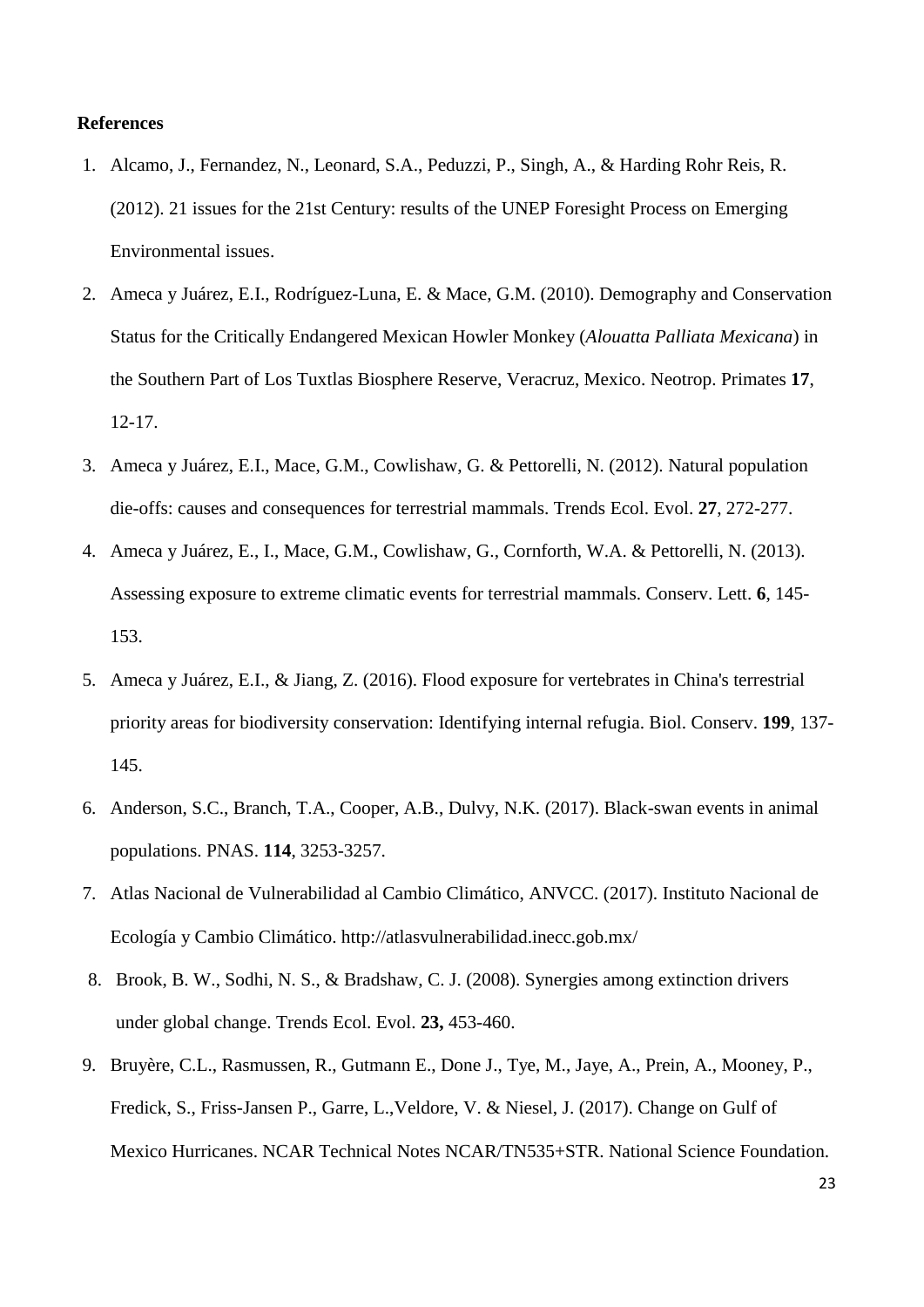**References**

1. Alcamo, J., Fernandez, N., Leonard, S.A., Peduzzi, P., Singh, A., & Harding Rohr Reis, R. (2012). 21 issues for the 21st Century: results of the UNEP Foresight Process on Emerging Environmental issues.
2. Ameca y Juárez, E.I., Rodríguez-Luna, E. & Mace, G.M. (2010). Demography and Conservation Status for the Critically Endangered Mexican Howler Monkey (*Alouatta Palliata Mexicana*) in the Southern Part of Los Tuxtlas Biosphere Reserve, Veracruz, Mexico. Neotrop. Primates **17**, 12-17.
3. Ameca y Juárez, E.I., Mace, G.M., Cowlishaw, G. & Pettorelli, N. (2012). Natural population die-offs: causes and consequences for terrestrial mammals. Trends Ecol. Evol. **27**, 272-277.
4. Ameca y Juárez, E., I., Mace, G.M., Cowlishaw, G., Cornforth, W.A. & Pettorelli, N. (2013). Assessing exposure to extreme climatic events for terrestrial mammals. Conserv. Lett. **6**, 145-153.
5. Ameca y Juárez, E.I., & Jiang, Z. (2016). Flood exposure for vertebrates in China's terrestrial priority areas for biodiversity conservation: Identifying internal refugia. Biol. Conserv. **199**, 137-145.
6. Anderson, S.C., Branch, T.A., Cooper, A.B., Dulvy, N.K. (2017). Black-swan events in animal populations. PNAS. **114**, 3253-3257.
7. Atlas Nacional de Vulnerabilidad al Cambio Climático, ANVCC. (2017). Instituto Nacional de Ecología y Cambio Climático. http://atlasvulnerabilidad.inecc.gob.mx/
8. Brook, B. W., Sodhi, N. S., & Bradshaw, C. J. (2008). Synergies among extinction drivers under global change. Trends Ecol. Evol. **23,** 453-460.
9. Bruyère, C.L., Rasmussen, R., Gutmann E., Done J., Tye, M., Jaye, A., Prein, A., Mooney, P., Fredick, S., Friss-Jansen P., Garre, L.,Veldore, V. & Niesel, J. (2017). Change on Gulf of Mexico Hurricanes. NCAR Technical Notes NCAR/TN535+STR. National Science Foundation.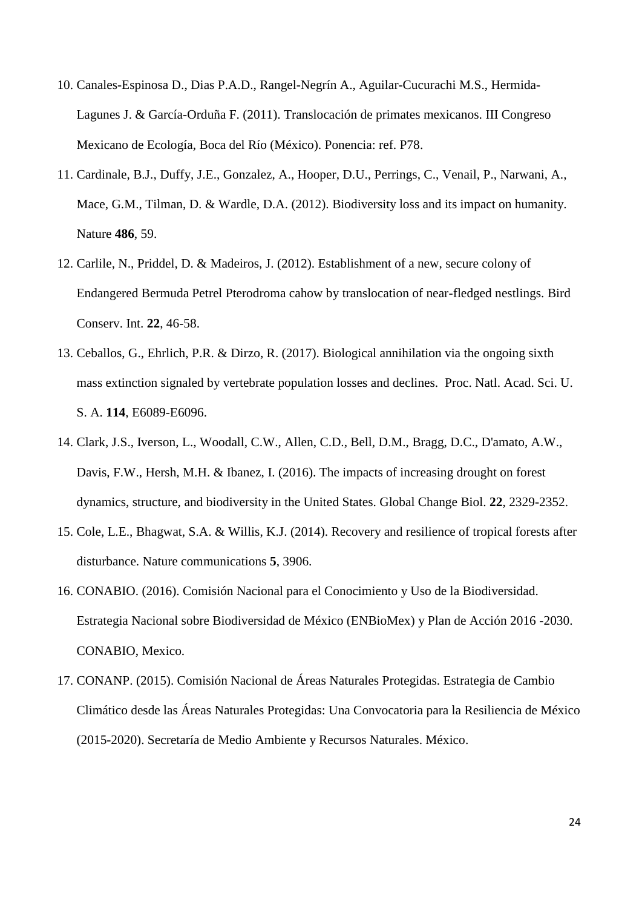10. Canales-Espinosa D., Dias P.A.D., Rangel-Negrín A., Aguilar-Cucurachi M.S., Hermida-Lagunes J. & García-Orduña F. (2011). Translocación de primates mexicanos. III Congreso Mexicano de Ecología, Boca del Río (México). Ponencia: ref. P78.
11. Cardinale, B.J., Duffy, J.E., Gonzalez, A., Hooper, D.U., Perrings, C., Venail, P., Narwani, A., Mace, G.M., Tilman, D. & Wardle, D.A. (2012). Biodiversity loss and its impact on humanity. Nature **486**, 59.
12. Carlile, N., Priddel, D. & Madeiros, J. (2012). Establishment of a new, secure colony of Endangered Bermuda Petrel Pterodroma cahow by translocation of near-fledged nestlings. Bird Conserv. Int. **22**, 46-58.
13. Ceballos, G., Ehrlich, P.R. & Dirzo, R. (2017). Biological annihilation via the ongoing sixth mass extinction signaled by vertebrate population losses and declines. Proc. Natl. Acad. Sci. U. S. A. **114**, E6089-E6096.
14. Clark, J.S., Iverson, L., Woodall, C.W., Allen, C.D., Bell, D.M., Bragg, D.C., D'amato, A.W., Davis, F.W., Hersh, M.H. & Ibanez, I. (2016). The impacts of increasing drought on forest dynamics, structure, and biodiversity in the United States. Global Change Biol. **22**, 2329-2352.
15. Cole, L.E., Bhagwat, S.A. & Willis, K.J. (2014). Recovery and resilience of tropical forests after disturbance. Nature communications **5**, 3906.
16. CONABIO. (2016). Comisión Nacional para el Conocimiento y Uso de la Biodiversidad. Estrategia Nacional sobre Biodiversidad de México (ENBioMex) y Plan de Acción 2016 -2030. CONABIO, Mexico.
17. CONANP. (2015). Comisión Nacional de Áreas Naturales Protegidas. Estrategia de Cambio Climático desde las Áreas Naturales Protegidas: Una Convocatoria para la Resiliencia de México (2015-2020). Secretaría de Medio Ambiente y Recursos Naturales. México.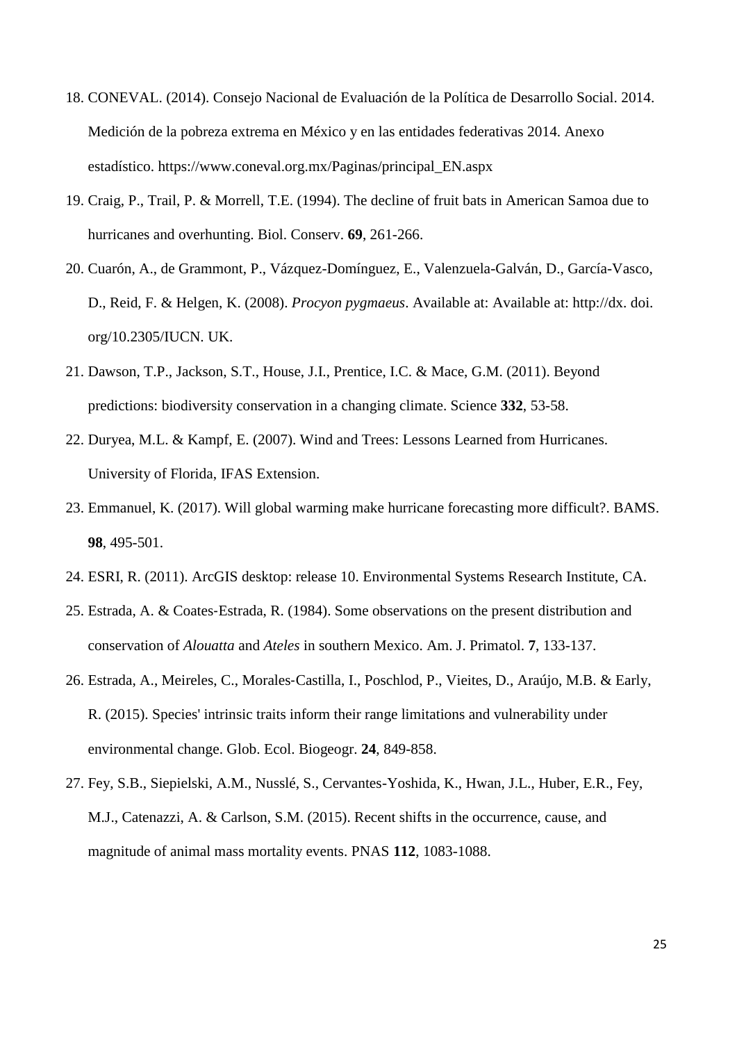18. CONEVAL. (2014). Consejo Nacional de Evaluación de la Política de Desarrollo Social. 2014. Medición de la pobreza extrema en México y en las entidades federativas 2014. Anexo estadístico. https://www.coneval.org.mx/Paginas/principal_EN.aspx
19. Craig, P., Trail, P. & Morrell, T.E. (1994). The decline of fruit bats in American Samoa due to hurricanes and overhunting. Biol. Conserv. **69**, 261-266.
20. Cuarón, A., de Grammont, P., Vázquez-Domínguez, E., Valenzuela-Galván, D., García-Vasco, D., Reid, F. & Helgen, K. (2008). *Procyon pygmaeus*. Available at: Available at: http://dx. doi. org/10.2305/IUCN. UK.
21. Dawson, T.P., Jackson, S.T., House, J.I., Prentice, I.C. & Mace, G.M. (2011). Beyond predictions: biodiversity conservation in a changing climate. Science **332**, 53-58.
22. Duryea, M.L. & Kampf, E. (2007). Wind and Trees: Lessons Learned from Hurricanes. University of Florida, IFAS Extension.
23. Emmanuel, K. (2017). Will global warming make hurricane forecasting more difficult?. BAMS. **98**, 495-501.
24. ESRI, R. (2011). ArcGIS desktop: release 10. Environmental Systems Research Institute, CA.
25. Estrada, A. & Coates-Estrada, R. (1984). Some observations on the present distribution and conservation of *Alouatta* and *Ateles* in southern Mexico. Am. J. Primatol. **7**, 133-137.
26. Estrada, A., Meireles, C., Morales-Castilla, I., Poschlod, P., Vieites, D., Araújo, M.B. & Early, R. (2015). Species' intrinsic traits inform their range limitations and vulnerability under environmental change. Glob. Ecol. Biogeogr. **24**, 849-858.
27. Fey, S.B., Siepielski, A.M., Nusslé, S., Cervantes-Yoshida, K., Hwan, J.L., Huber, E.R., Fey, M.J., Catenazzi, A. & Carlson, S.M. (2015). Recent shifts in the occurrence, cause, and magnitude of animal mass mortality events. PNAS **112**, 1083-1088.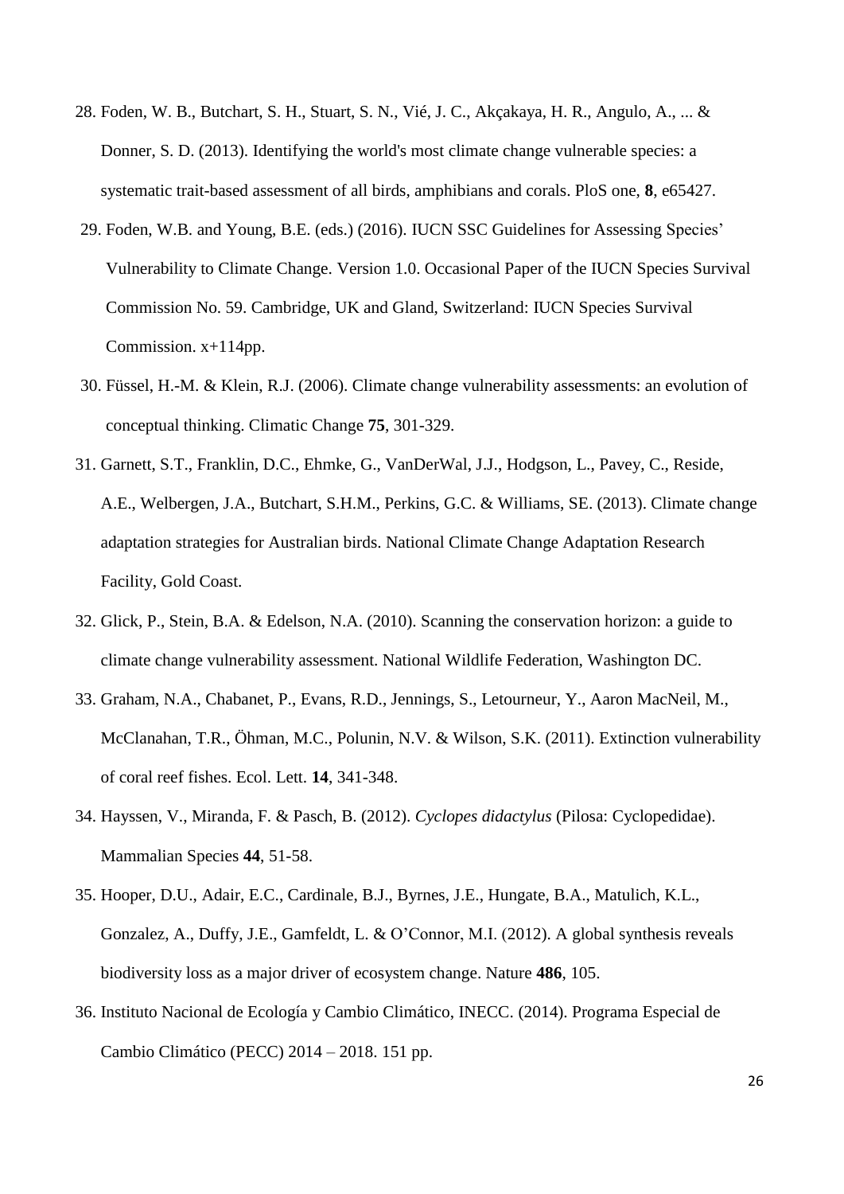28. Foden, W. B., Butchart, S. H., Stuart, S. N., Vié, J. C., Akçakaya, H. R., Angulo, A., ... & Donner, S. D. (2013). Identifying the world's most climate change vulnerable species: a systematic trait-based assessment of all birds, amphibians and corals. PloS one, **8**, e65427.
29. Foden, W.B. and Young, B.E. (eds.) (2016). IUCN SSC Guidelines for Assessing Species' Vulnerability to Climate Change. Version 1.0. Occasional Paper of the IUCN Species Survival Commission No. 59. Cambridge, UK and Gland, Switzerland: IUCN Species Survival Commission. x+114pp.
30. Füssel, H.-M. & Klein, R.J. (2006). Climate change vulnerability assessments: an evolution of conceptual thinking. Climatic Change **75**, 301-329.
31. Garnett, S.T., Franklin, D.C., Ehmke, G., VanDerWal, J.J., Hodgson, L., Pavey, C., Reside, A.E., Welbergen, J.A., Butchart, S.H.M., Perkins, G.C. & Williams, SE. (2013). Climate change adaptation strategies for Australian birds. National Climate Change Adaptation Research Facility, Gold Coast.
32. Glick, P., Stein, B.A. & Edelson, N.A. (2010). Scanning the conservation horizon: a guide to climate change vulnerability assessment. National Wildlife Federation, Washington DC.
33. Graham, N.A., Chabanet, P., Evans, R.D., Jennings, S., Letourneur, Y., Aaron MacNeil, M., McClanahan, T.R., Öhman, M.C., Polunin, N.V. & Wilson, S.K. (2011). Extinction vulnerability of coral reef fishes. Ecol. Lett. **14**, 341-348.
34. Hayssen, V., Miranda, F. & Pasch, B. (2012). *Cyclopes didactylus* (Pilosa: Cyclopedidae). Mammalian Species **44**, 51-58.
35. Hooper, D.U., Adair, E.C., Cardinale, B.J., Byrnes, J.E., Hungate, B.A., Matulich, K.L., Gonzalez, A., Duffy, J.E., Gamfeldt, L. & O'Connor, M.I. (2012). A global synthesis reveals biodiversity loss as a major driver of ecosystem change. Nature **486**, 105.
36. Instituto Nacional de Ecología y Cambio Climático, INECC. (2014). Programa Especial de Cambio Climático (PECC) 2014 – 2018. 151 pp.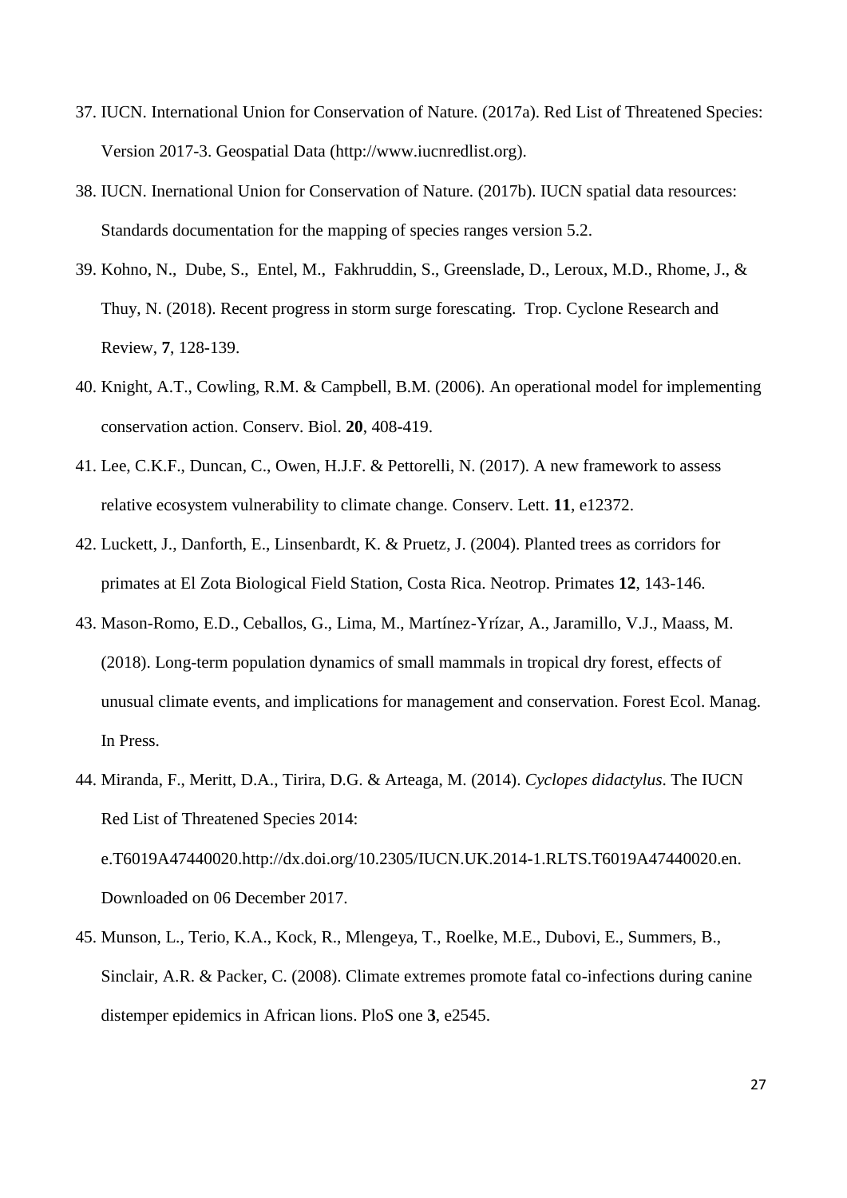37. IUCN. International Union for Conservation of Nature. (2017a). Red List of Threatened Species: Version 2017-3. Geospatial Data (http://www.iucnredlist.org).
38. IUCN. Inernational Union for Conservation of Nature. (2017b). IUCN spatial data resources: Standards documentation for the mapping of species ranges version 5.2.
39. Kohno, N., Dube, S., Entel, M., Fakhruddin, S., Greenslade, D., Leroux, M.D., Rhome, J., & Thuy, N. (2018). Recent progress in storm surge forescating. Trop. Cyclone Research and Review, **7**, 128-139.
40. Knight, A.T., Cowling, R.M. & Campbell, B.M. (2006). An operational model for implementing conservation action. Conserv. Biol. **20**, 408-419.
41. Lee, C.K.F., Duncan, C., Owen, H.J.F. & Pettorelli, N. (2017). A new framework to assess relative ecosystem vulnerability to climate change. Conserv. Lett. **11**, e12372.
42. Luckett, J., Danforth, E., Linsenbardt, K. & Pruetz, J. (2004). Planted trees as corridors for primates at El Zota Biological Field Station, Costa Rica. Neotrop. Primates **12**, 143-146.
43. Mason-Romo, E.D., Ceballos, G., Lima, M., Martínez-Yrízar, A., Jaramillo, V.J., Maass, M. (2018). Long-term population dynamics of small mammals in tropical dry forest, effects of unusual climate events, and implications for management and conservation. Forest Ecol. Manag. In Press.
44. Miranda, F., Meritt, D.A., Tirira, D.G. & Arteaga, M. (2014). *Cyclopes didactylus*. The IUCN Red List of Threatened Species 2014: e.T6019A47440020.http://dx.doi.org/10.2305/IUCN.UK.2014-1.RLTS.T6019A47440020.en. Downloaded on 06 December 2017.
45. Munson, L., Terio, K.A., Kock, R., Mlengeya, T., Roelke, M.E., Dubovi, E., Summers, B., Sinclair, A.R. & Packer, C. (2008). Climate extremes promote fatal co-infections during canine distemper epidemics in African lions. PloS one **3**, e2545.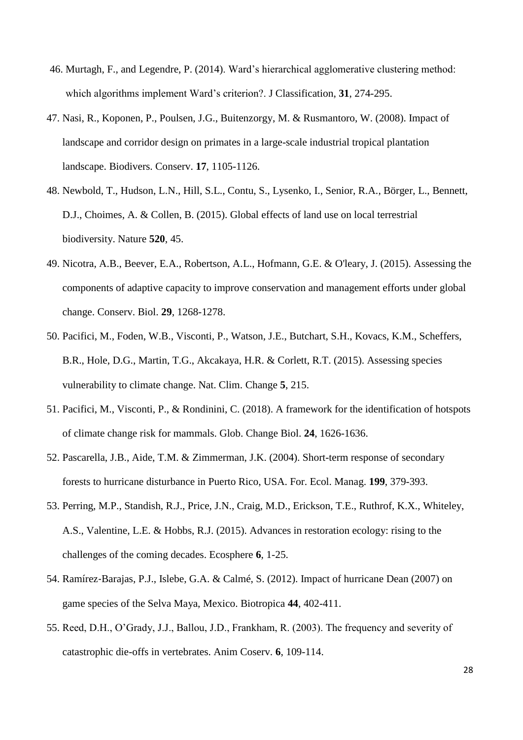46. Murtagh, F., and Legendre, P. (2014). Ward's hierarchical agglomerative clustering method: which algorithms implement Ward's criterion?. J Classification, **31**, 274-295.
47. Nasi, R., Koponen, P., Poulsen, J.G., Buitenzorgy, M. & Rusmantoro, W. (2008). Impact of landscape and corridor design on primates in a large-scale industrial tropical plantation landscape. Biodivers. Conserv. **17**, 1105-1126.
48. Newbold, T., Hudson, L.N., Hill, S.L., Contu, S., Lysenko, I., Senior, R.A., Börger, L., Bennett, D.J., Choimes, A. & Collen, B. (2015). Global effects of land use on local terrestrial biodiversity. Nature **520**, 45.
49. Nicotra, A.B., Beever, E.A., Robertson, A.L., Hofmann, G.E. & O'leary, J. (2015). Assessing the components of adaptive capacity to improve conservation and management efforts under global change. Conserv. Biol. **29**, 1268-1278.
50. Pacifici, M., Foden, W.B., Visconti, P., Watson, J.E., Butchart, S.H., Kovacs, K.M., Scheffers, B.R., Hole, D.G., Martin, T.G., Akcakaya, H.R. & Corlett, R.T. (2015). Assessing species vulnerability to climate change. Nat. Clim. Change **5**, 215.
51. Pacifici, M., Visconti, P., & Rondinini, C. (2018). A framework for the identification of hotspots of climate change risk for mammals. Glob. Change Biol. **24**, 1626-1636.
52. Pascarella, J.B., Aide, T.M. & Zimmerman, J.K. (2004). Short-term response of secondary forests to hurricane disturbance in Puerto Rico, USA. For. Ecol. Manag. **199**, 379-393.
53. Perring, M.P., Standish, R.J., Price, J.N., Craig, M.D., Erickson, T.E., Ruthrof, K.X., Whiteley, A.S., Valentine, L.E. & Hobbs, R.J. (2015). Advances in restoration ecology: rising to the challenges of the coming decades. Ecosphere **6**, 1-25.
54. Ramírez-Barajas, P.J., Islebe, G.A. & Calmé, S. (2012). Impact of hurricane Dean (2007) on game species of the Selva Maya, Mexico. Biotropica **44**, 402-411.
55. Reed, D.H., O'Grady, J.J., Ballou, J.D., Frankham, R. (2003). The frequency and severity of catastrophic die-offs in vertebrates. Anim Coserv. **6**, 109-114.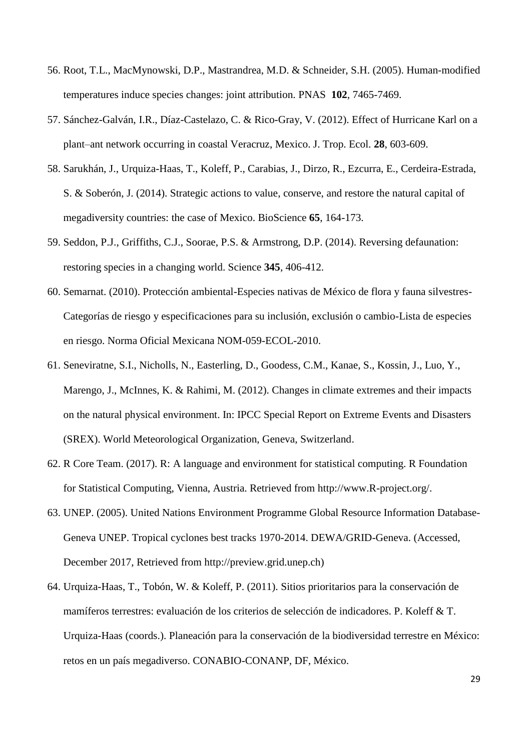56. Root, T.L., MacMynowski, D.P., Mastrandrea, M.D. & Schneider, S.H. (2005). Human-modified temperatures induce species changes: joint attribution. PNAS **102**, 7465-7469.
57. Sánchez-Galván, I.R., Díaz-Castelazo, C. & Rico-Gray, V. (2012). Effect of Hurricane Karl on a plant–ant network occurring in coastal Veracruz, Mexico. J. Trop. Ecol. **28**, 603-609.
58. Sarukhán, J., Urquiza-Haas, T., Koleff, P., Carabias, J., Dirzo, R., Ezcurra, E., Cerdeira-Estrada, S. & Soberón, J. (2014). Strategic actions to value, conserve, and restore the natural capital of megadiversity countries: the case of Mexico. BioScience **65**, 164-173.
59. Seddon, P.J., Griffiths, C.J., Soorae, P.S. & Armstrong, D.P. (2014). Reversing defaunation: restoring species in a changing world. Science **345**, 406-412.
60. Semarnat. (2010). Protección ambiental-Especies nativas de México de flora y fauna silvestres-Categorías de riesgo y especificaciones para su inclusión, exclusión o cambio-Lista de especies en riesgo. Norma Oficial Mexicana NOM-059-ECOL-2010.
61. Seneviratne, S.I., Nicholls, N., Easterling, D., Goodess, C.M., Kanae, S., Kossin, J., Luo, Y., Marengo, J., McInnes, K. & Rahimi, M. (2012). Changes in climate extremes and their impacts on the natural physical environment. In: IPCC Special Report on Extreme Events and Disasters (SREX). World Meteorological Organization, Geneva, Switzerland.
62. R Core Team. (2017). R: A language and environment for statistical computing. R Foundation for Statistical Computing, Vienna, Austria. Retrieved from http://www.R-project.org/.
63. UNEP. (2005). United Nations Environment Programme Global Resource Information Database-Geneva UNEP. Tropical cyclones best tracks 1970-2014. DEWA/GRID-Geneva. (Accessed, December 2017, Retrieved from http://preview.grid.unep.ch)
64. Urquiza-Haas, T., Tobón, W. & Koleff, P. (2011). Sitios prioritarios para la conservación de mamíferos terrestres: evaluación de los criterios de selección de indicadores. P. Koleff & T. Urquiza-Haas (coords.). Planeación para la conservación de la biodiversidad terrestre en México: retos en un país megadiverso. CONABIO-CONANP, DF, México.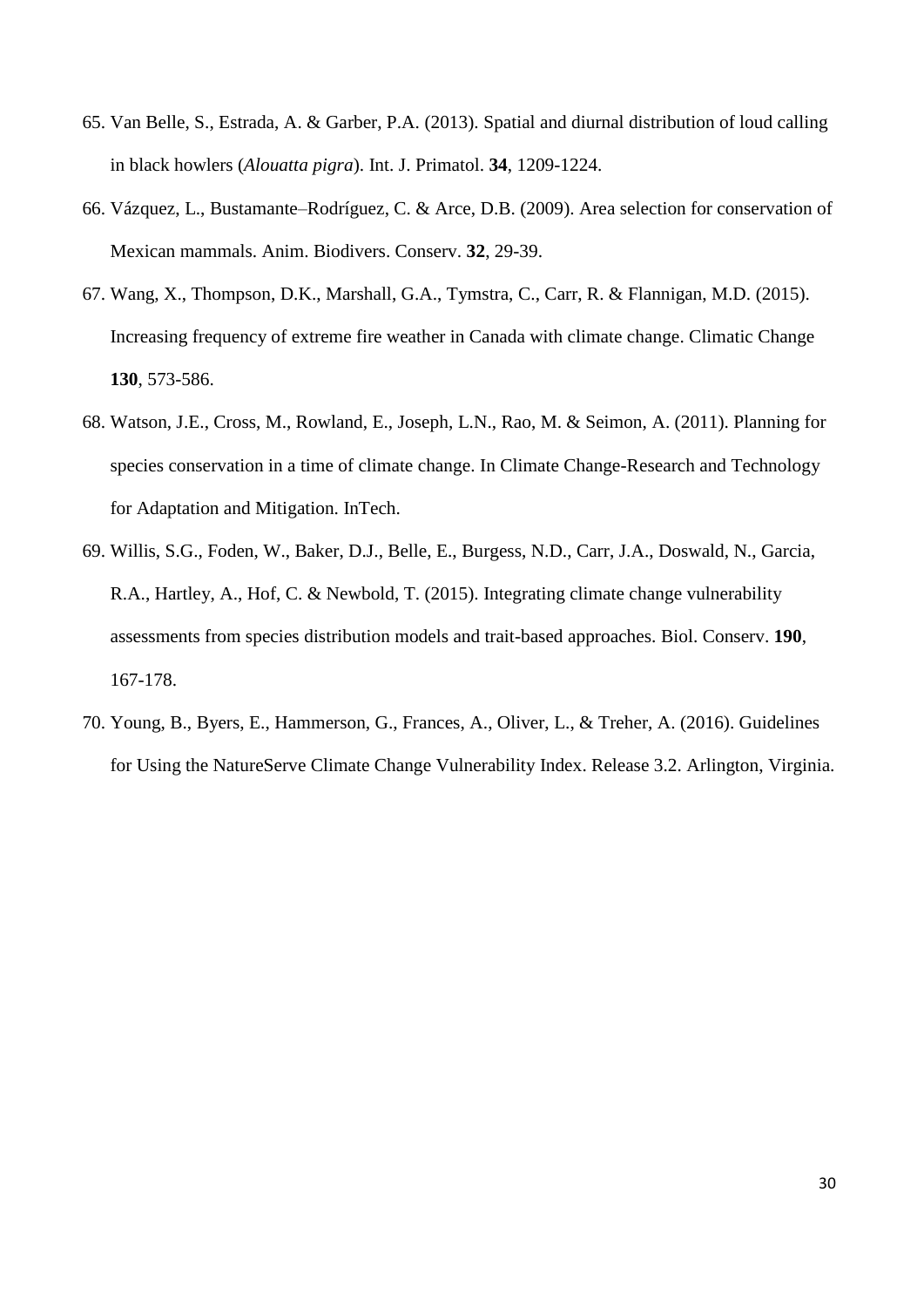65. Van Belle, S., Estrada, A. & Garber, P.A. (2013). Spatial and diurnal distribution of loud calling in black howlers (*Alouatta pigra*). Int. J. Primatol. **34**, 1209-1224.
66. Vázquez, L., Bustamante–Rodríguez, C. & Arce, D.B. (2009). Area selection for conservation of Mexican mammals. Anim. Biodivers. Conserv. **32**, 29-39.
67. Wang, X., Thompson, D.K., Marshall, G.A., Tymstra, C., Carr, R. & Flannigan, M.D. (2015). Increasing frequency of extreme fire weather in Canada with climate change. Climatic Change **130**, 573-586.
68. Watson, J.E., Cross, M., Rowland, E., Joseph, L.N., Rao, M. & Seimon, A. (2011). Planning for species conservation in a time of climate change. In Climate Change-Research and Technology for Adaptation and Mitigation. InTech.
69. Willis, S.G., Foden, W., Baker, D.J., Belle, E., Burgess, N.D., Carr, J.A., Doswald, N., Garcia, R.A., Hartley, A., Hof, C. & Newbold, T. (2015). Integrating climate change vulnerability assessments from species distribution models and trait-based approaches. Biol. Conserv. **190**, 167-178.
70. Young, B., Byers, E., Hammerson, G., Frances, A., Oliver, L., & Treher, A. (2016). Guidelines for Using the NatureServe Climate Change Vulnerability Index. Release 3.2. Arlington, Virginia.